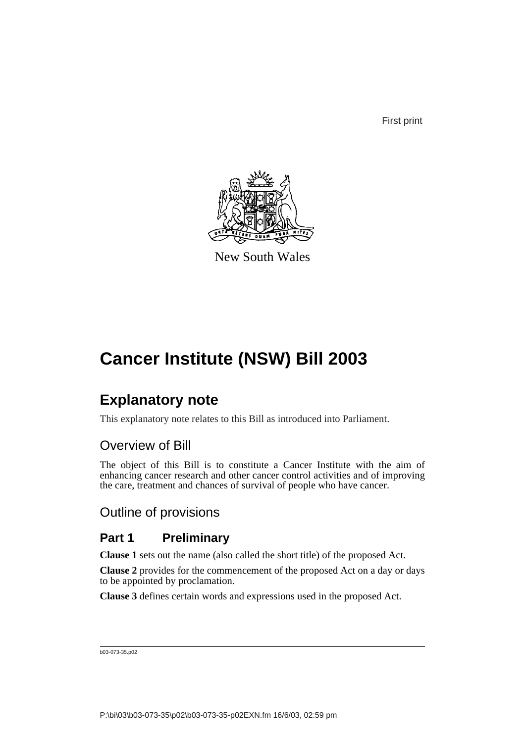First print

New South Wales

# Cancer Institute (NSW) Bill 2003

## Explanatory note

This explanatory note relates to this Bill as introduced into Parliament.

### Overview of Bill

The object of this Bill is to constitute a Cancer Institute with the aim of enhancing cancer research and other cancer control activities and of improving the care, treatment and chances of survival of people who have cancer.

### Outline of provisions

#### Part 1 Preliminary

**Clause 1** sets out the name (also called the short title) of the proposed Act.

**Clause 2** provides for the commencement of the proposed Act on a day or days to be appointed by proclamation.

**Clause 3** defines certain words and expressions used in the proposed Act.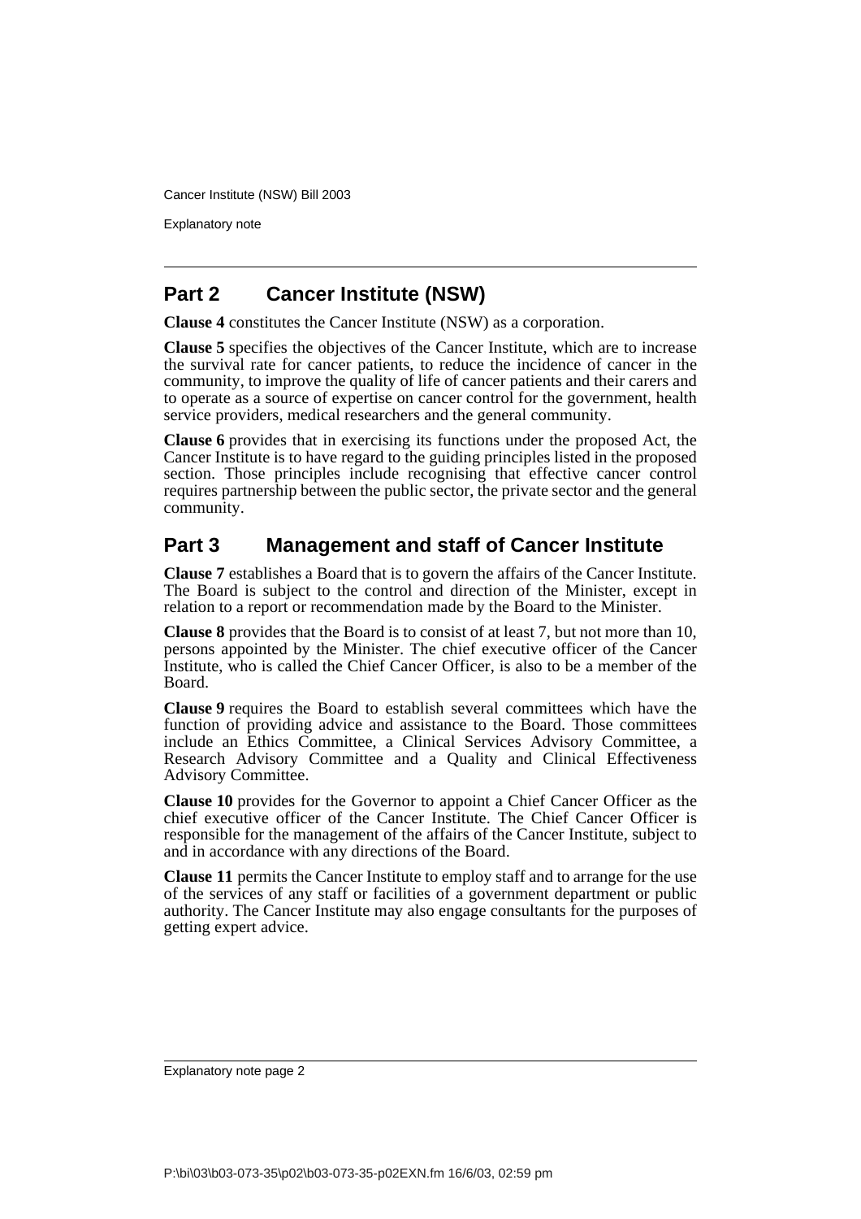## Part 2 Cancer Institute (NSW)

**Clause 4** constitutes the Cancer Institute (NSW) as a corporation.

**Clause 5** specifies the objectives of the Cancer Institute, which are to increase the survival rate for cancer patients, to reduce the incidence of cancer in the community, to improve the quality of life of cancer patients and their carers and to operate as a source of expertise on cancer control for the government, health service providers, medical researchers and the general community.

**Clause 6** provides that in exercising its functions under the proposed Act, the Cancer Institute is to have regard to the guiding principles listed in the proposed section. Those principles include recognising that effective cancer control requires partnership between the public sector, the private sector and the general community.

## Part 3 Management and staff of Cancer Institute

**Clause 7** establishes a Board that is to govern the affairs of the Cancer Institute. The Board is subject to the control and direction of the Minister, except in relation to a report or recommendation made by the Board to the Minister.

**Clause 8** provides that the Board is to consist of at least 7, but not more than 10, persons appointed by the Minister. The chief executive officer of the Cancer Institute, who is called the Chief Cancer Officer, is also to be a member of the Board.

**Clause 9** requires the Board to establish several committees which have the function of providing advice and assistance to the Board. Those committees include an Ethics Committee, a Clinical Services Advisory Committee, a Research Advisory Committee and a Quality and Clinical Effectiveness Advisory Committee.

**Clause 10** provides for the Governor to appoint a Chief Cancer Officer as the chief executive officer of the Cancer Institute. The Chief Cancer Officer is responsible for the management of the affairs of the Cancer Institute, subject to and in accordance with any directions of the Board.

**Clause 11** permits the Cancer Institute to employ staff and to arrange for the use of the services of any staff or facilities of a government department or public authority. The Cancer Institute may also engage consultants for the purposes of getting expert advice.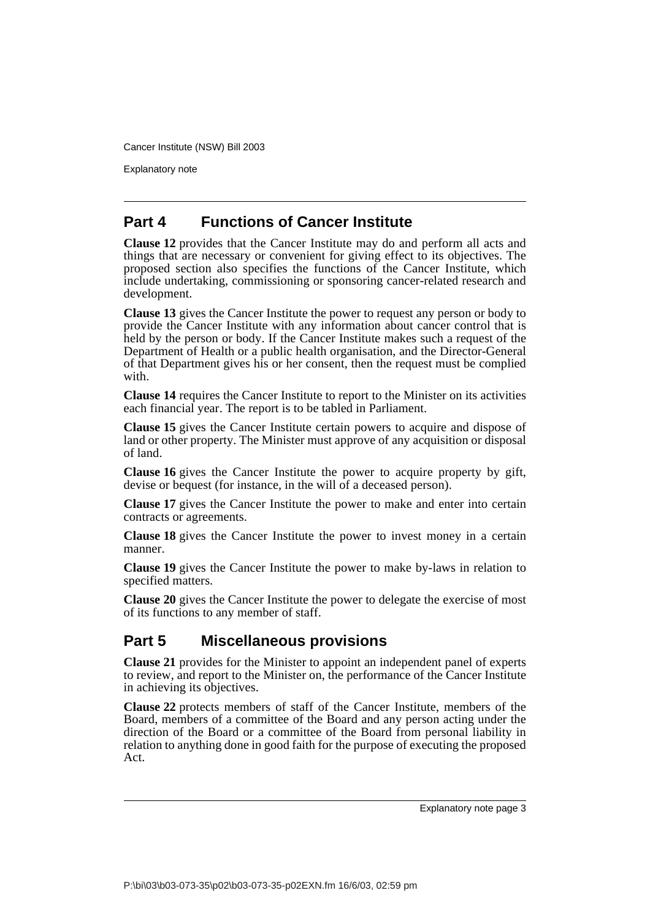## Part 4 Functions of Cancer Institute

**Clause 12** provides that the Cancer Institute may do and perform all acts and things that are necessary or convenient for giving effect to its objectives. The proposed section also specifies the functions of the Cancer Institute, which include undertaking, commissioning or sponsoring cancer-related research and development.

**Clause 13** gives the Cancer Institute the power to request any person or body to provide the Cancer Institute with any information about cancer control that is held by the person or body. If the Cancer Institute makes such a request of the Department of Health or a public health organisation, and the Director-General of that Department gives his or her consent, then the request must be complied with.

**Clause 14** requires the Cancer Institute to report to the Minister on its activities each financial year. The report is to be tabled in Parliament.

**Clause 15** gives the Cancer Institute certain powers to acquire and dispose of land or other property. The Minister must approve of any acquisition or disposal of land.

**Clause 16** gives the Cancer Institute the power to acquire property by gift, devise or bequest (for instance, in the will of a deceased person).

**Clause 17** gives the Cancer Institute the power to make and enter into certain contracts or agreements.

**Clause 18** gives the Cancer Institute the power to invest money in a certain manner.

**Clause 19** gives the Cancer Institute the power to make by-laws in relation to specified matters.

**Clause 20** gives the Cancer Institute the power to delegate the exercise of most of its functions to any member of staff.

## Part 5 Miscellaneous provisions

**Clause 21** provides for the Minister to appoint an independent panel of experts to review, and report to the Minister on, the performance of the Cancer Institute in achieving its objectives.

**Clause 22** protects members of staff of the Cancer Institute, members of the Board, members of a committee of the Board and any person acting under the direction of the Board or a committee of the Board from personal liability in relation to anything done in good faith for the purpose of executing the proposed Act.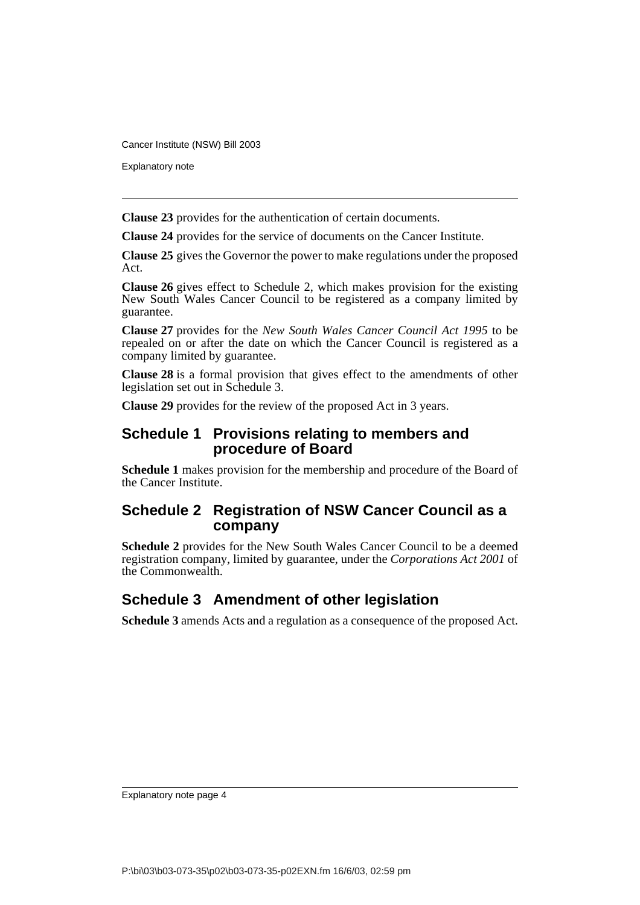**Clause 23** provides for the authentication of certain documents.

**Clause 24** provides for the service of documents on the Cancer Institute.

**Clause 25** gives the Governor the power to make regulations under the proposed Act.

**Clause 26** gives effect to Schedule 2, which makes provision for the existing New South Wales Cancer Council to be registered as a company limited by guarantee.

**Clause 27** provides for the *New South Wales Cancer Council Act 1995* to be repealed on or after the date on which the Cancer Council is registered as a company limited by guarantee.

**Clause 28** is a formal provision that gives effect to the amendments of other legislation set out in Schedule 3.

**Clause 29** provides for the review of the proposed Act in 3 years.

## Schedule 1 Provisions relating to members and procedure of Board

**Schedule 1** makes provision for the membership and procedure of the Board of the Cancer Institute.

## Schedule 2 Registration of NSW Cancer Council as a company

**Schedule 2** provides for the New South Wales Cancer Council to be a deemed registration company, limited by guarantee, under the *Corporations Act 2001* of the Commonwealth.

## Schedule 3 Amendment of other legislation

**Schedule 3** amends Acts and a regulation as a consequence of the proposed Act.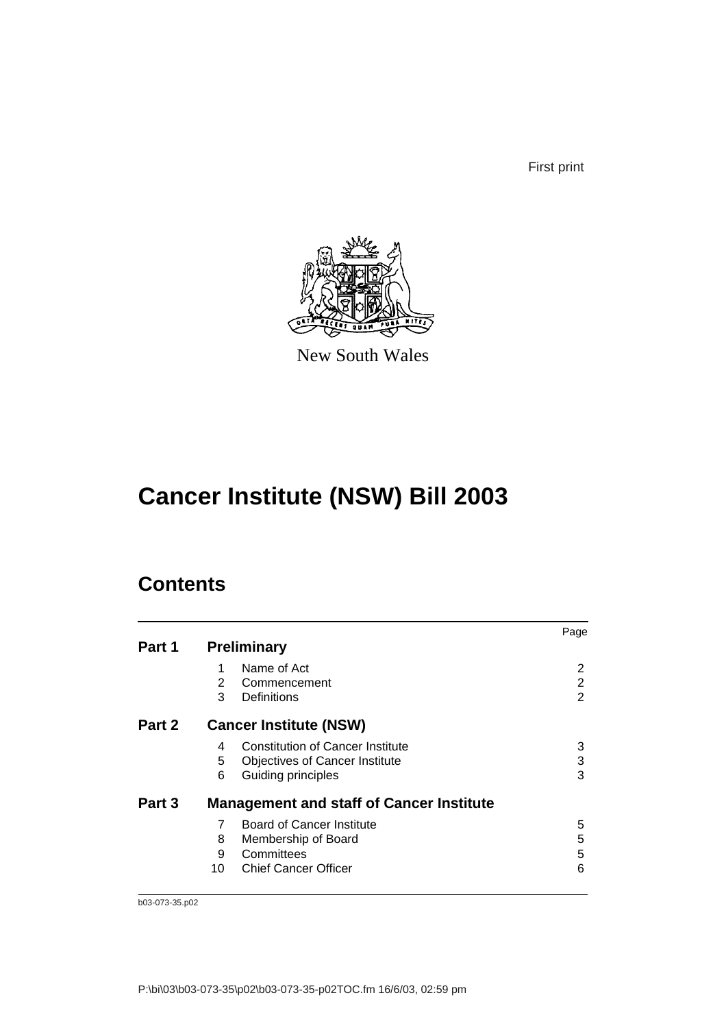First print

New South Wales

# Cancer Institute (NSW) Bill 2003

## Contents

| | | | Page |
|---|---|---|---|
| **Part 1** | **Preliminary** | | |
| | 1 | Name of Act | 2 |
| | 2 | Commencement | 2 |
| | 3 | Definitions | 2 |
| **Part 2** | **Cancer Institute (NSW)** | | |
| | 4 | Constitution of Cancer Institute | 3 |
| | 5 | Objectives of Cancer Institute | 3 |
| | 6 | Guiding principles | 3 |
| **Part 3** | **Management and staff of Cancer Institute** | | |
| | 7 | Board of Cancer Institute | 5 |
| | 8 | Membership of Board | 5 |
| | 9 | Committees | 5 |
| | 10 | Chief Cancer Officer | 6 |

b03-073-35.p02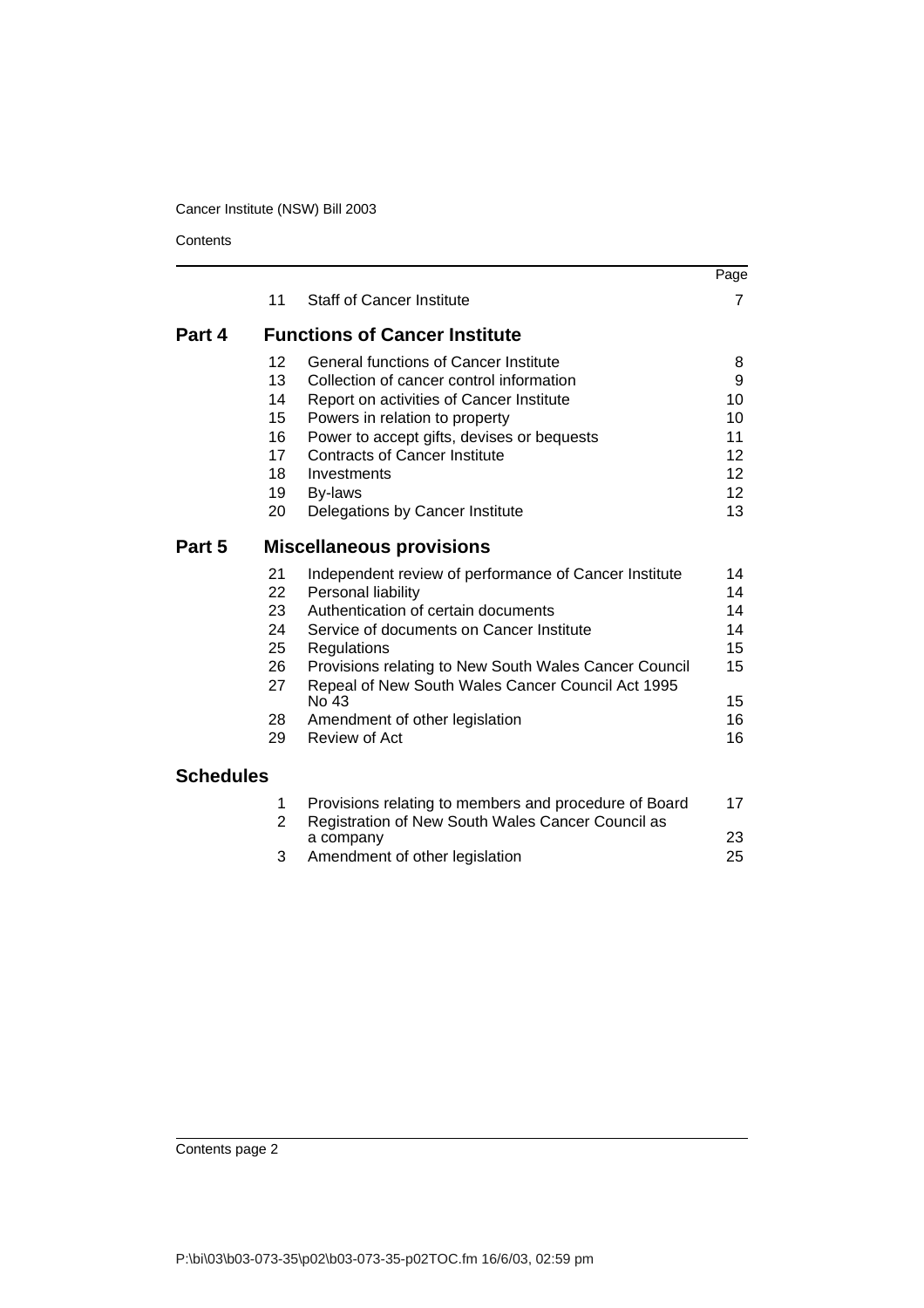|  |  |  | Page |
|---|---|---|---|
|  | 11 | Staff of Cancer Institute | 7 |
| **Part 4** |  | **Functions of Cancer Institute** |  |
|  | 12 | General functions of Cancer Institute | 8 |
|  | 13 | Collection of cancer control information | 9 |
|  | 14 | Report on activities of Cancer Institute | 10 |
|  | 15 | Powers in relation to property | 10 |
|  | 16 | Power to accept gifts, devises or bequests | 11 |
|  | 17 | Contracts of Cancer Institute | 12 |
|  | 18 | Investments | 12 |
|  | 19 | By-laws | 12 |
|  | 20 | Delegations by Cancer Institute | 13 |
| **Part 5** |  | **Miscellaneous provisions** |  |
|  | 21 | Independent review of performance of Cancer Institute | 14 |
|  | 22 | Personal liability | 14 |
|  | 23 | Authentication of certain documents | 14 |
|  | 24 | Service of documents on Cancer Institute | 14 |
|  | 25 | Regulations | 15 |
|  | 26 | Provisions relating to New South Wales Cancer Council | 15 |
|  | 27 | Repeal of New South Wales Cancer Council Act 1995 No 43 | 15 |
|  | 28 | Amendment of other legislation | 16 |
|  | 29 | Review of Act | 16 |
| **Schedules** |  |  |  |
|  | 1 | Provisions relating to members and procedure of Board | 17 |
|  | 2 | Registration of New South Wales Cancer Council as a company | 23 |
|  | 3 | Amendment of other legislation | 25 |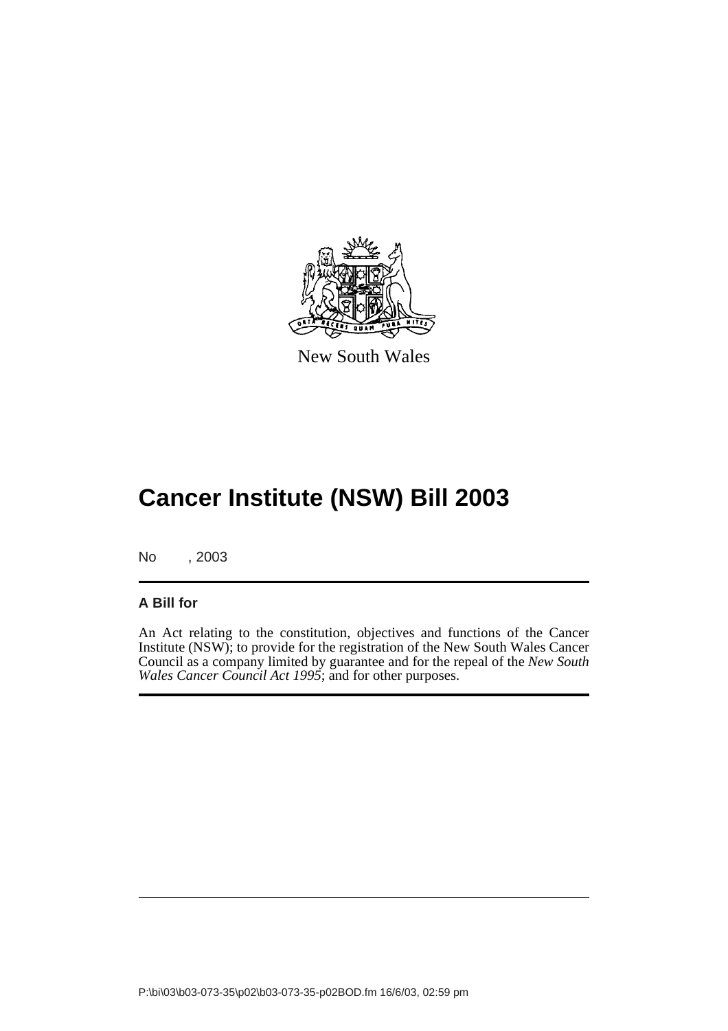New South Wales

# Cancer Institute (NSW) Bill 2003

No , 2003

**A Bill for**

An Act relating to the constitution, objectives and functions of the Cancer Institute (NSW); to provide for the registration of the New South Wales Cancer Council as a company limited by guarantee and for the repeal of the *New South Wales Cancer Council Act 1995*; and for other purposes.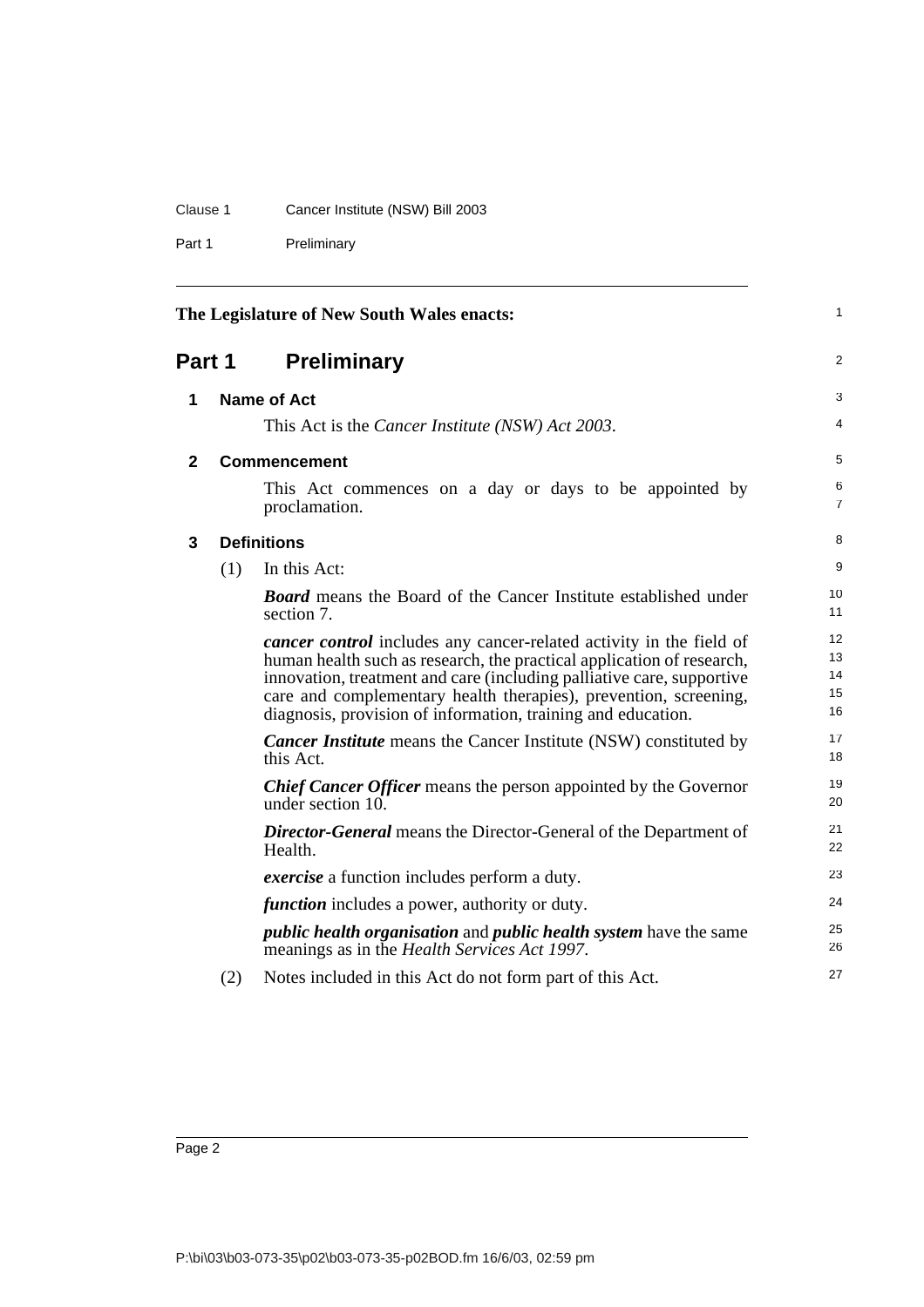The Legislature of New South Wales enacts:

# Part 1 Preliminary

## 1 Name of Act

This Act is the *Cancer Institute (NSW) Act 2003*.

## 2 Commencement

This Act commences on a day or days to be appointed by proclamation.

## 3 Definitions

(1) In this Act:

***Board*** means the Board of the Cancer Institute established under section 7.

***cancer control*** includes any cancer-related activity in the field of human health such as research, the practical application of research, innovation, treatment and care (including palliative care, supportive care and complementary health therapies), prevention, screening, diagnosis, provision of information, training and education.

***Cancer Institute*** means the Cancer Institute (NSW) constituted by this Act.

***Chief Cancer Officer*** means the person appointed by the Governor under section 10.

***Director-General*** means the Director-General of the Department of Health.

***exercise*** a function includes perform a duty.

***function*** includes a power, authority or duty.

***public health organisation*** and ***public health system*** have the same meanings as in the *Health Services Act 1997*.

(2) Notes included in this Act do not form part of this Act.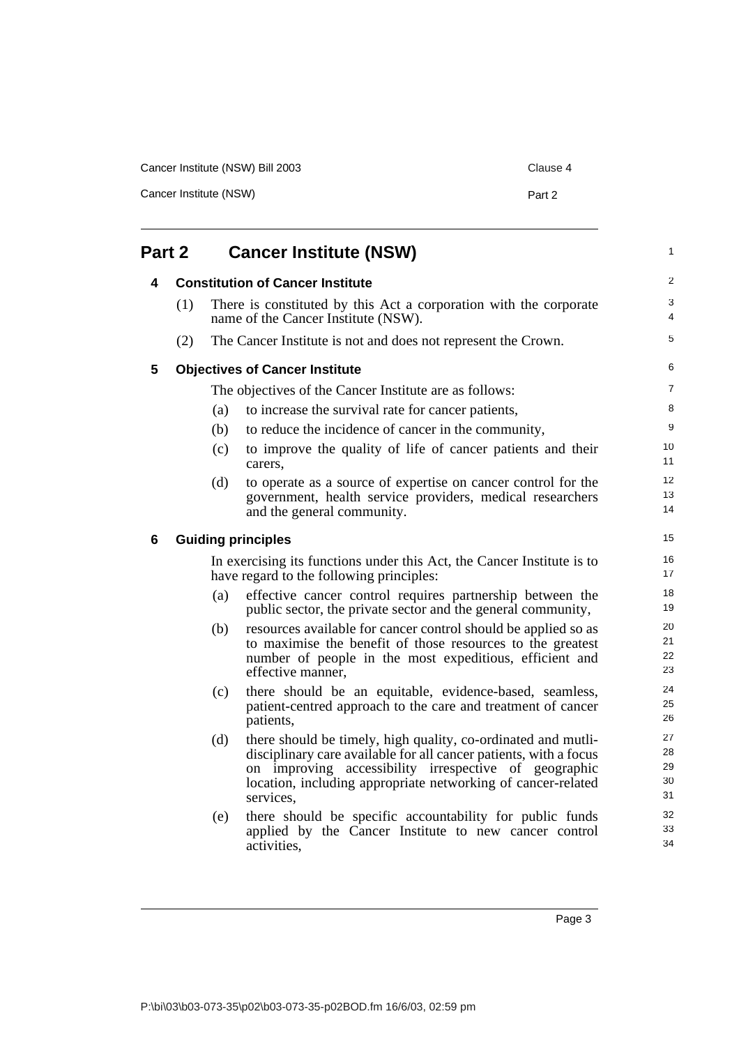## Part 2 Cancer Institute (NSW)

### 4 Constitution of Cancer Institute

(1) There is constituted by this Act a corporation with the corporate name of the Cancer Institute (NSW).

(2) The Cancer Institute is not and does not represent the Crown.

### 5 Objectives of Cancer Institute

The objectives of the Cancer Institute are as follows:

(a) to increase the survival rate for cancer patients,

(b) to reduce the incidence of cancer in the community,

(c) to improve the quality of life of cancer patients and their carers,

(d) to operate as a source of expertise on cancer control for the government, health service providers, medical researchers and the general community.

### 6 Guiding principles

In exercising its functions under this Act, the Cancer Institute is to have regard to the following principles:

(a) effective cancer control requires partnership between the public sector, the private sector and the general community,

(b) resources available for cancer control should be applied so as to maximise the benefit of those resources to the greatest number of people in the most expeditious, efficient and effective manner,

(c) there should be an equitable, evidence-based, seamless, patient-centred approach to the care and treatment of cancer patients,

(d) there should be timely, high quality, co-ordinated and mutli-disciplinary care available for all cancer patients, with a focus on improving accessibility irrespective of geographic location, including appropriate networking of cancer-related services,

(e) there should be specific accountability for public funds applied by the Cancer Institute to new cancer control activities,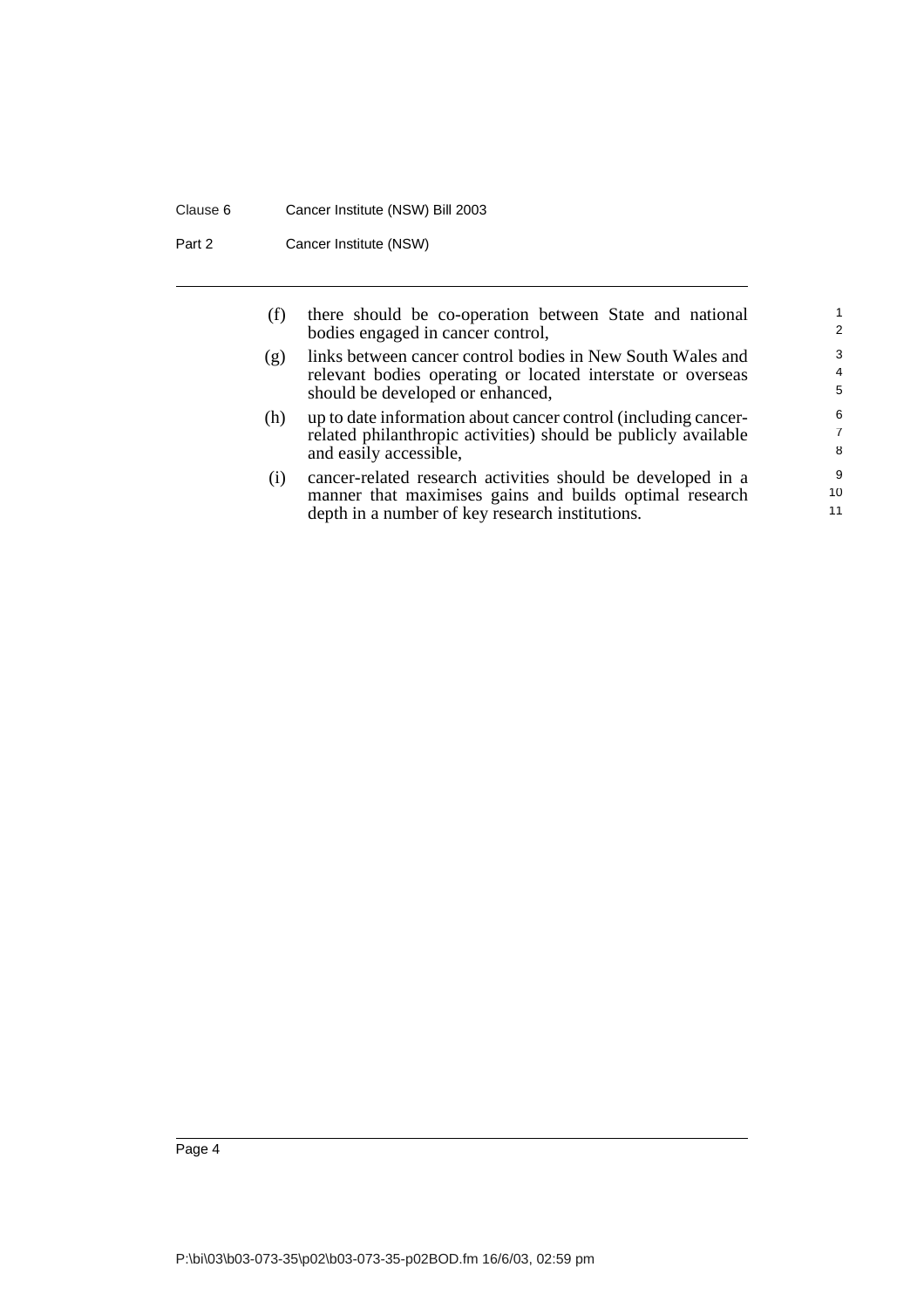(f) there should be co-operation between State and national bodies engaged in cancer control,

(g) links between cancer control bodies in New South Wales and relevant bodies operating or located interstate or overseas should be developed or enhanced,

(h) up to date information about cancer control (including cancer-related philanthropic activities) should be publicly available and easily accessible,

(i) cancer-related research activities should be developed in a manner that maximises gains and builds optimal research depth in a number of key research institutions.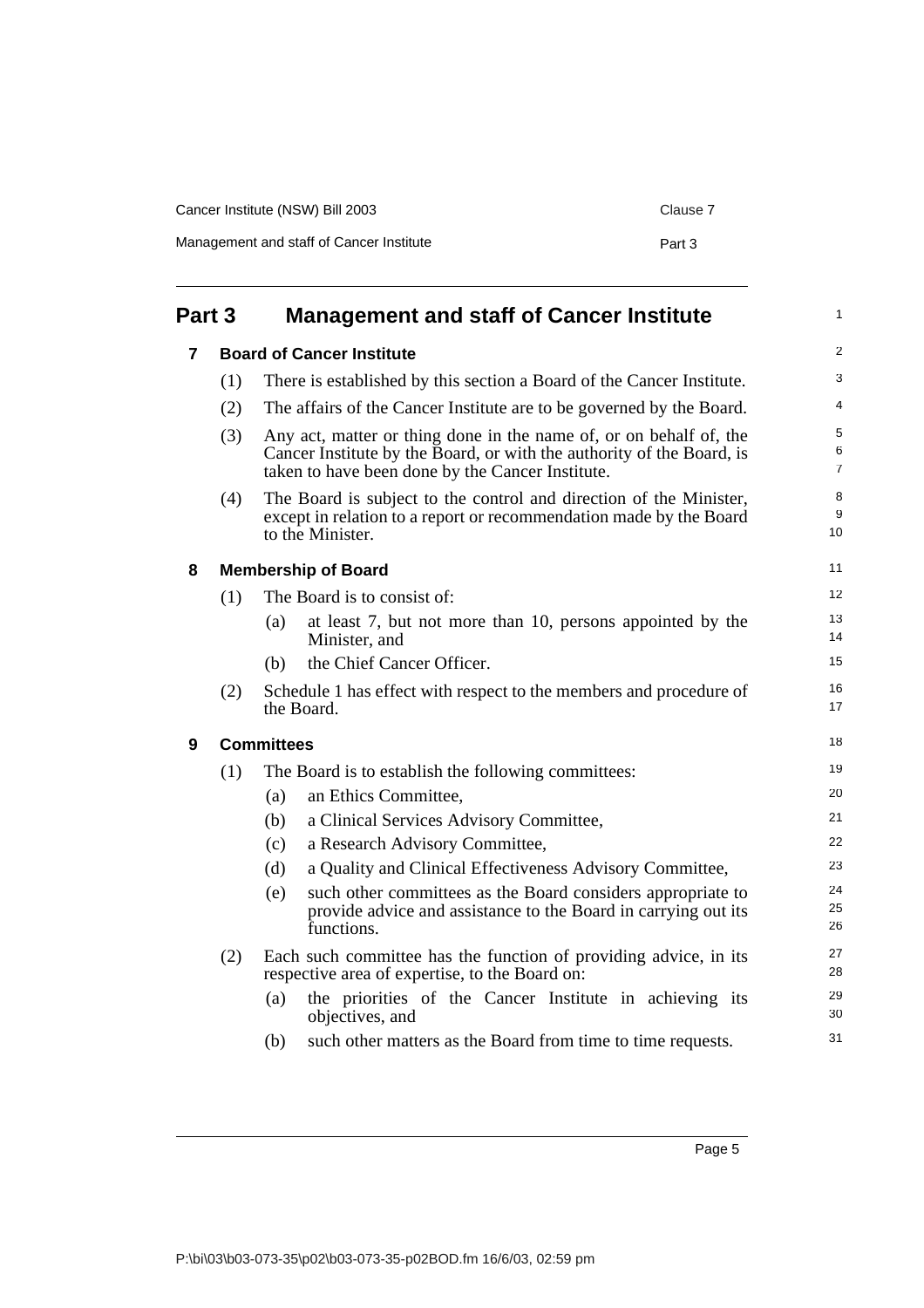# Part 3 Management and staff of Cancer Institute

## 7 Board of Cancer Institute

(1) There is established by this section a Board of the Cancer Institute.

(2) The affairs of the Cancer Institute are to be governed by the Board.

(3) Any act, matter or thing done in the name of, or on behalf of, the Cancer Institute by the Board, or with the authority of the Board, is taken to have been done by the Cancer Institute.

(4) The Board is subject to the control and direction of the Minister, except in relation to a report or recommendation made by the Board to the Minister.

## 8 Membership of Board

(1) The Board is to consist of:

- (a) at least 7, but not more than 10, persons appointed by the Minister, and
- (b) the Chief Cancer Officer.

(2) Schedule 1 has effect with respect to the members and procedure of the Board.

## 9 Committees

(1) The Board is to establish the following committees:

- (a) an Ethics Committee,
- (b) a Clinical Services Advisory Committee,
- (c) a Research Advisory Committee,
- (d) a Quality and Clinical Effectiveness Advisory Committee,
- (e) such other committees as the Board considers appropriate to provide advice and assistance to the Board in carrying out its functions.

(2) Each such committee has the function of providing advice, in its respective area of expertise, to the Board on:

- (a) the priorities of the Cancer Institute in achieving its objectives, and
- (b) such other matters as the Board from time to time requests.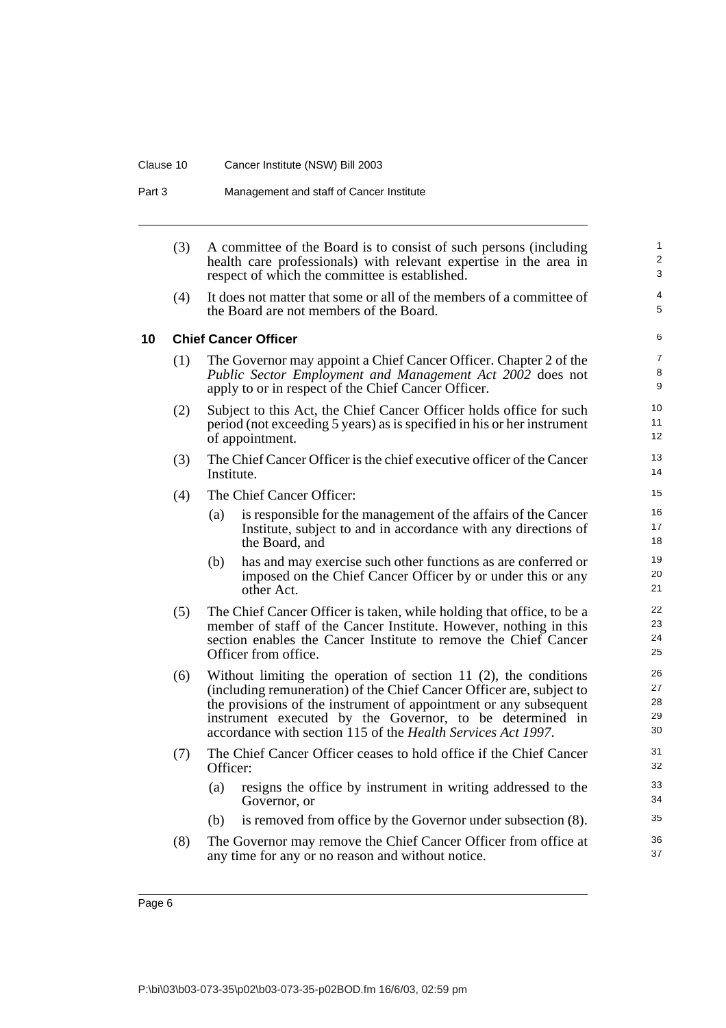(3) A committee of the Board is to consist of such persons (including health care professionals) with relevant expertise in the area in respect of which the committee is established.

(4) It does not matter that some or all of the members of a committee of the Board are not members of the Board.

## 10 Chief Cancer Officer

(1) The Governor may appoint a Chief Cancer Officer. Chapter 2 of the *Public Sector Employment and Management Act 2002* does not apply to or in respect of the Chief Cancer Officer.

(2) Subject to this Act, the Chief Cancer Officer holds office for such period (not exceeding 5 years) as is specified in his or her instrument of appointment.

(3) The Chief Cancer Officer is the chief executive officer of the Cancer Institute.

(4) The Chief Cancer Officer:

- (a) is responsible for the management of the affairs of the Cancer Institute, subject to and in accordance with any directions of the Board, and
- (b) has and may exercise such other functions as are conferred or imposed on the Chief Cancer Officer by or under this or any other Act.

(5) The Chief Cancer Officer is taken, while holding that office, to be a member of staff of the Cancer Institute. However, nothing in this section enables the Cancer Institute to remove the Chief Cancer Officer from office.

(6) Without limiting the operation of section 11 (2), the conditions (including remuneration) of the Chief Cancer Officer are, subject to the provisions of the instrument of appointment or any subsequent instrument executed by the Governor, to be determined in accordance with section 115 of the *Health Services Act 1997*.

(7) The Chief Cancer Officer ceases to hold office if the Chief Cancer Officer:

- (a) resigns the office by instrument in writing addressed to the Governor, or
- (b) is removed from office by the Governor under subsection (8).

(8) The Governor may remove the Chief Cancer Officer from office at any time for any or no reason and without notice.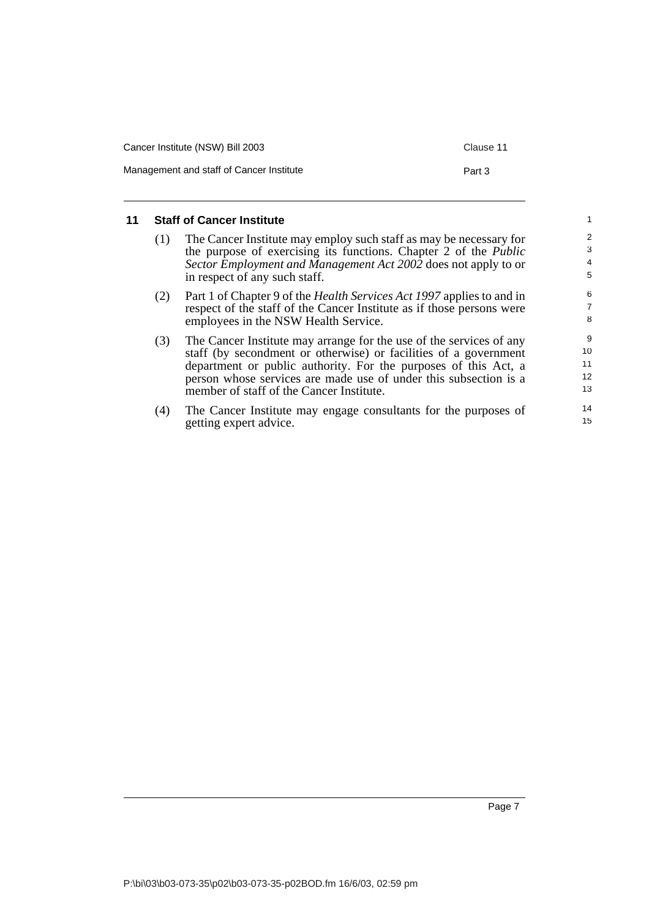## 11 Staff of Cancer Institute

(1) The Cancer Institute may employ such staff as may be necessary for the purpose of exercising its functions. Chapter 2 of the *Public Sector Employment and Management Act 2002* does not apply to or in respect of any such staff.

(2) Part 1 of Chapter 9 of the *Health Services Act 1997* applies to and in respect of the staff of the Cancer Institute as if those persons were employees in the NSW Health Service.

(3) The Cancer Institute may arrange for the use of the services of any staff (by secondment or otherwise) or facilities of a government department or public authority. For the purposes of this Act, a person whose services are made use of under this subsection is a member of staff of the Cancer Institute.

(4) The Cancer Institute may engage consultants for the purposes of getting expert advice.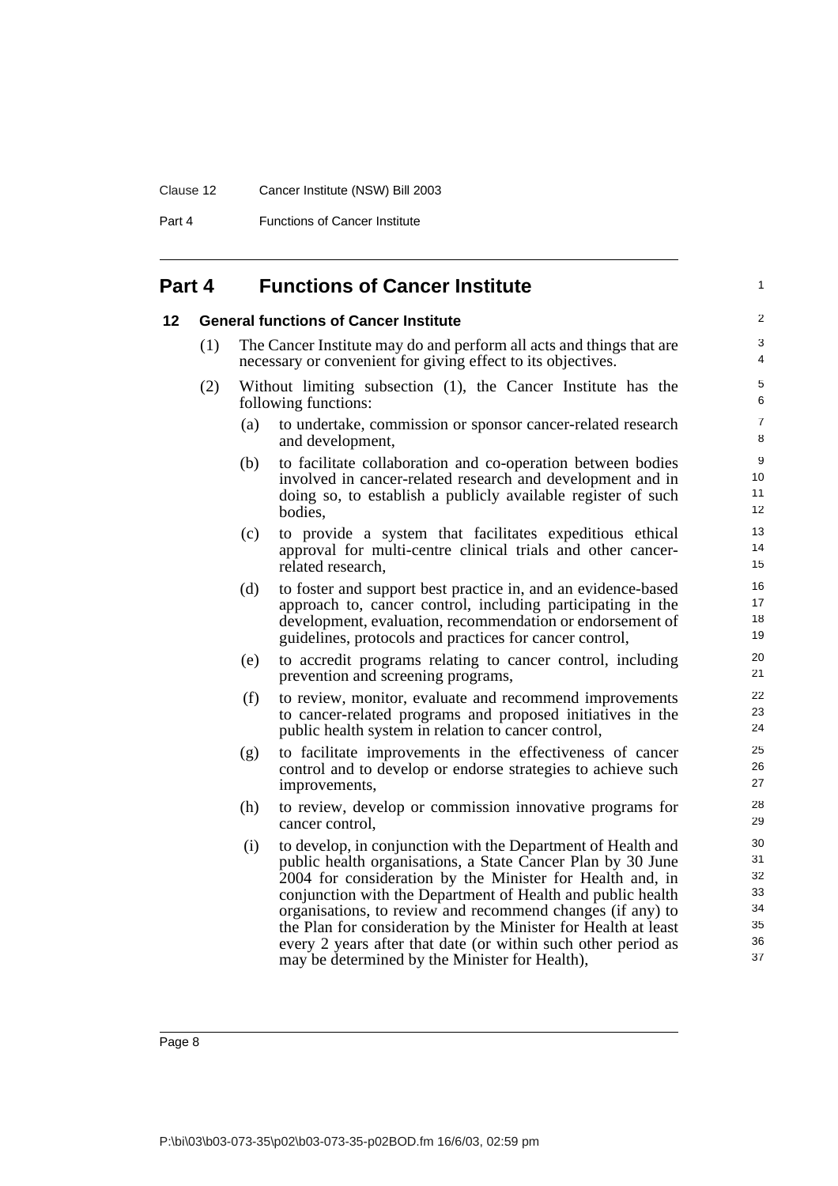## Part 4 Functions of Cancer Institute

### 12 General functions of Cancer Institute

(1) The Cancer Institute may do and perform all acts and things that are necessary or convenient for giving effect to its objectives.

(2) Without limiting subsection (1), the Cancer Institute has the following functions:

- (a) to undertake, commission or sponsor cancer-related research and development,
- (b) to facilitate collaboration and co-operation between bodies involved in cancer-related research and development and in doing so, to establish a publicly available register of such bodies,
- (c) to provide a system that facilitates expeditious ethical approval for multi-centre clinical trials and other cancer-related research,
- (d) to foster and support best practice in, and an evidence-based approach to, cancer control, including participating in the development, evaluation, recommendation or endorsement of guidelines, protocols and practices for cancer control,
- (e) to accredit programs relating to cancer control, including prevention and screening programs,
- (f) to review, monitor, evaluate and recommend improvements to cancer-related programs and proposed initiatives in the public health system in relation to cancer control,
- (g) to facilitate improvements in the effectiveness of cancer control and to develop or endorse strategies to achieve such improvements,
- (h) to review, develop or commission innovative programs for cancer control,
- (i) to develop, in conjunction with the Department of Health and public health organisations, a State Cancer Plan by 30 June 2004 for consideration by the Minister for Health and, in conjunction with the Department of Health and public health organisations, to review and recommend changes (if any) to the Plan for consideration by the Minister for Health at least every 2 years after that date (or within such other period as may be determined by the Minister for Health),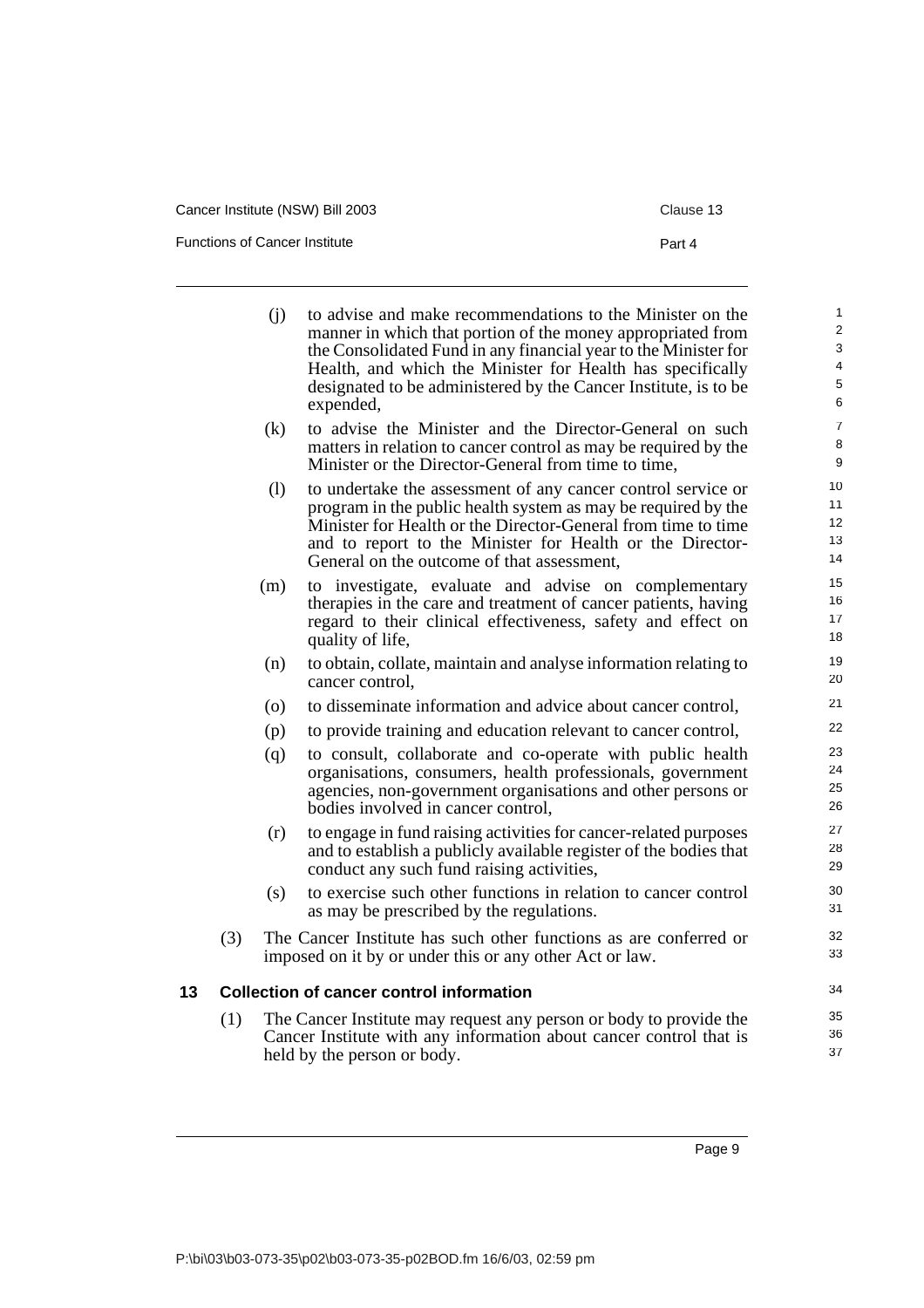(j) to advise and make recommendations to the Minister on the manner in which that portion of the money appropriated from the Consolidated Fund in any financial year to the Minister for Health, and which the Minister for Health has specifically designated to be administered by the Cancer Institute, is to be expended,

(k) to advise the Minister and the Director-General on such matters in relation to cancer control as may be required by the Minister or the Director-General from time to time,

(l) to undertake the assessment of any cancer control service or program in the public health system as may be required by the Minister for Health or the Director-General from time to time and to report to the Minister for Health or the Director-General on the outcome of that assessment,

(m) to investigate, evaluate and advise on complementary therapies in the care and treatment of cancer patients, having regard to their clinical effectiveness, safety and effect on quality of life,

(n) to obtain, collate, maintain and analyse information relating to cancer control,

(o) to disseminate information and advice about cancer control,

(p) to provide training and education relevant to cancer control,

(q) to consult, collaborate and co-operate with public health organisations, consumers, health professionals, government agencies, non-government organisations and other persons or bodies involved in cancer control,

(r) to engage in fund raising activities for cancer-related purposes and to establish a publicly available register of the bodies that conduct any such fund raising activities,

(s) to exercise such other functions in relation to cancer control as may be prescribed by the regulations.

(3) The Cancer Institute has such other functions as are conferred or imposed on it by or under this or any other Act or law.

### 13 Collection of cancer control information

(1) The Cancer Institute may request any person or body to provide the Cancer Institute with any information about cancer control that is held by the person or body.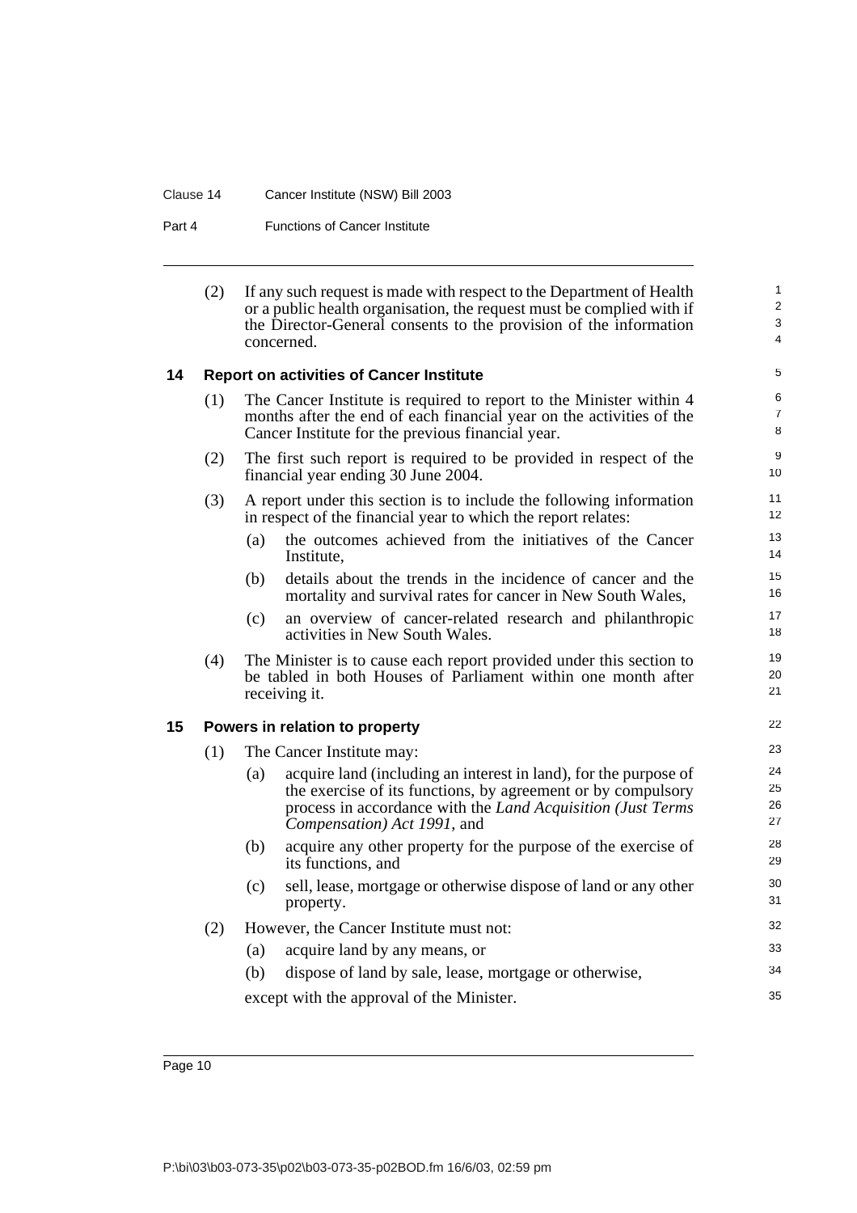(2) If any such request is made with respect to the Department of Health or a public health organisation, the request must be complied with if the Director-General consents to the provision of the information concerned.

### 14 Report on activities of Cancer Institute

(1) The Cancer Institute is required to report to the Minister within 4 months after the end of each financial year on the activities of the Cancer Institute for the previous financial year.

(2) The first such report is required to be provided in respect of the financial year ending 30 June 2004.

(3) A report under this section is to include the following information in respect of the financial year to which the report relates:

- (a) the outcomes achieved from the initiatives of the Cancer Institute,
- (b) details about the trends in the incidence of cancer and the mortality and survival rates for cancer in New South Wales,
- (c) an overview of cancer-related research and philanthropic activities in New South Wales.

(4) The Minister is to cause each report provided under this section to be tabled in both Houses of Parliament within one month after receiving it.

### 15 Powers in relation to property

(1) The Cancer Institute may:

- (a) acquire land (including an interest in land), for the purpose of the exercise of its functions, by agreement or by compulsory process in accordance with the *Land Acquisition (Just Terms Compensation) Act 1991*, and
- (b) acquire any other property for the purpose of the exercise of its functions, and
- (c) sell, lease, mortgage or otherwise dispose of land or any other property.

(2) However, the Cancer Institute must not:

- (a) acquire land by any means, or
- (b) dispose of land by sale, lease, mortgage or otherwise,

except with the approval of the Minister.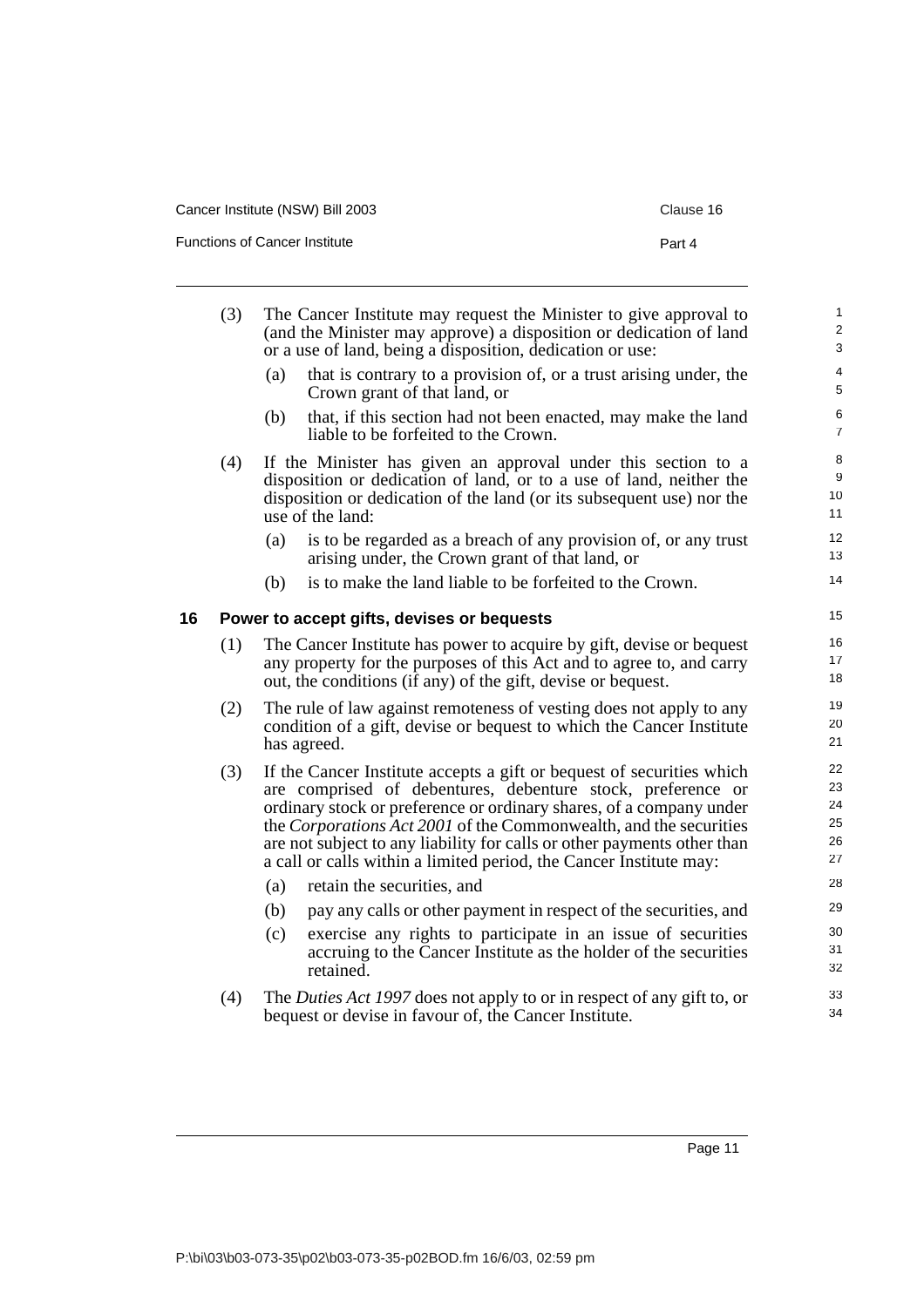(3) The Cancer Institute may request the Minister to give approval to (and the Minister may approve) a disposition or dedication of land or a use of land, being a disposition, dedication or use:

   (a) that is contrary to a provision of, or a trust arising under, the Crown grant of that land, or

   (b) that, if this section had not been enacted, may make the land liable to be forfeited to the Crown.

(4) If the Minister has given an approval under this section to a disposition or dedication of land, or to a use of land, neither the disposition or dedication of the land (or its subsequent use) nor the use of the land:

   (a) is to be regarded as a breach of any provision of, or any trust arising under, the Crown grant of that land, or

   (b) is to make the land liable to be forfeited to the Crown.

## 16 Power to accept gifts, devises or bequests

(1) The Cancer Institute has power to acquire by gift, devise or bequest any property for the purposes of this Act and to agree to, and carry out, the conditions (if any) of the gift, devise or bequest.

(2) The rule of law against remoteness of vesting does not apply to any condition of a gift, devise or bequest to which the Cancer Institute has agreed.

(3) If the Cancer Institute accepts a gift or bequest of securities which are comprised of debentures, debenture stock, preference or ordinary stock or preference or ordinary shares, of a company under the *Corporations Act 2001* of the Commonwealth, and the securities are not subject to any liability for calls or other payments other than a call or calls within a limited period, the Cancer Institute may:

   (a) retain the securities, and

   (b) pay any calls or other payment in respect of the securities, and

   (c) exercise any rights to participate in an issue of securities accruing to the Cancer Institute as the holder of the securities retained.

(4) The *Duties Act 1997* does not apply to or in respect of any gift to, or bequest or devise in favour of, the Cancer Institute.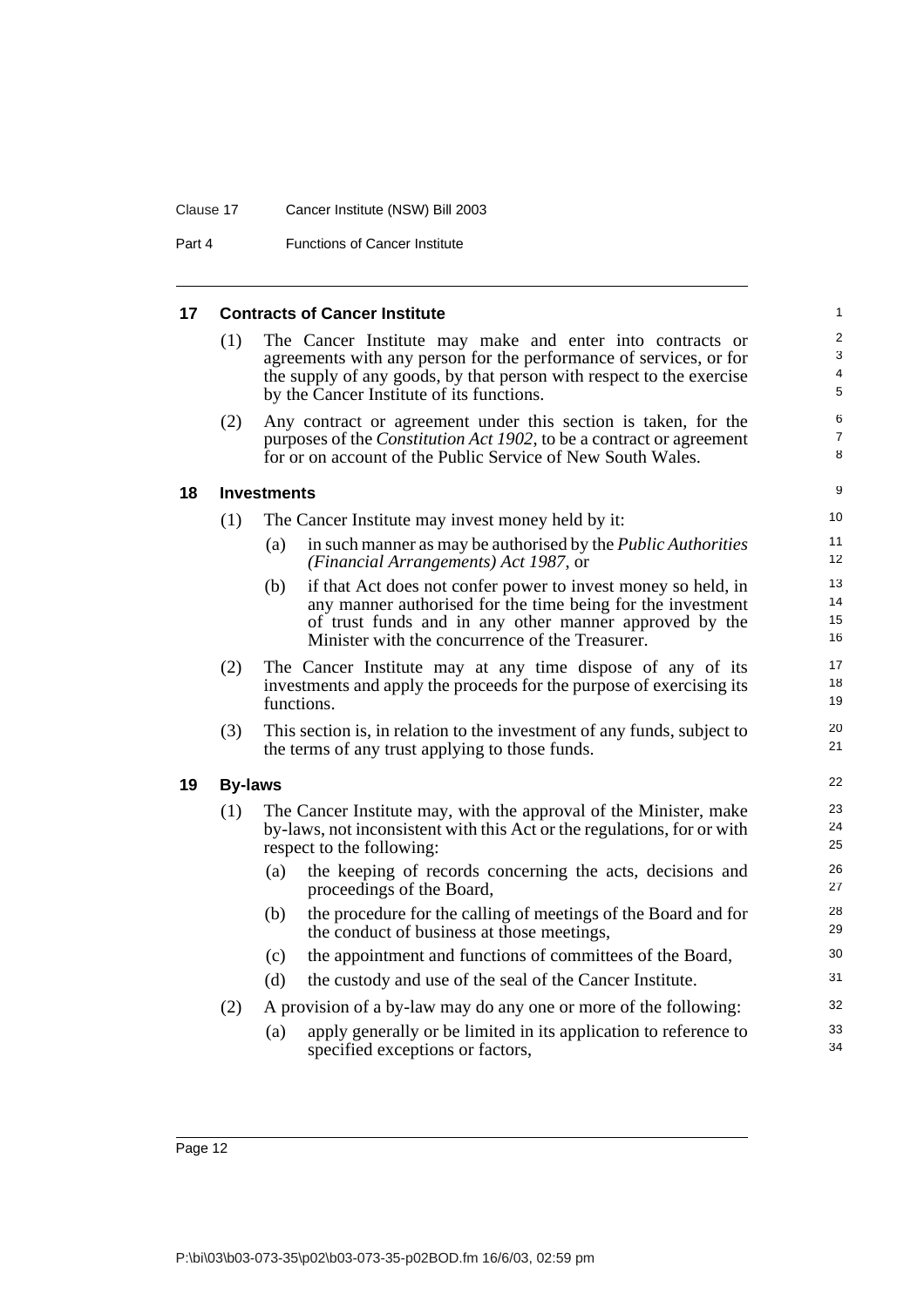## 17 Contracts of Cancer Institute

(1) The Cancer Institute may make and enter into contracts or agreements with any person for the performance of services, or for the supply of any goods, by that person with respect to the exercise by the Cancer Institute of its functions.

(2) Any contract or agreement under this section is taken, for the purposes of the *Constitution Act 1902*, to be a contract or agreement for or on account of the Public Service of New South Wales.

## 18 Investments

(1) The Cancer Institute may invest money held by it:

- (a) in such manner as may be authorised by the *Public Authorities (Financial Arrangements) Act 1987*, or
- (b) if that Act does not confer power to invest money so held, in any manner authorised for the time being for the investment of trust funds and in any other manner approved by the Minister with the concurrence of the Treasurer.

(2) The Cancer Institute may at any time dispose of any of its investments and apply the proceeds for the purpose of exercising its functions.

(3) This section is, in relation to the investment of any funds, subject to the terms of any trust applying to those funds.

## 19 By-laws

(1) The Cancer Institute may, with the approval of the Minister, make by-laws, not inconsistent with this Act or the regulations, for or with respect to the following:

- (a) the keeping of records concerning the acts, decisions and proceedings of the Board,
- (b) the procedure for the calling of meetings of the Board and for the conduct of business at those meetings,
- (c) the appointment and functions of committees of the Board,
- (d) the custody and use of the seal of the Cancer Institute.

(2) A provision of a by-law may do any one or more of the following:

- (a) apply generally or be limited in its application to reference to specified exceptions or factors,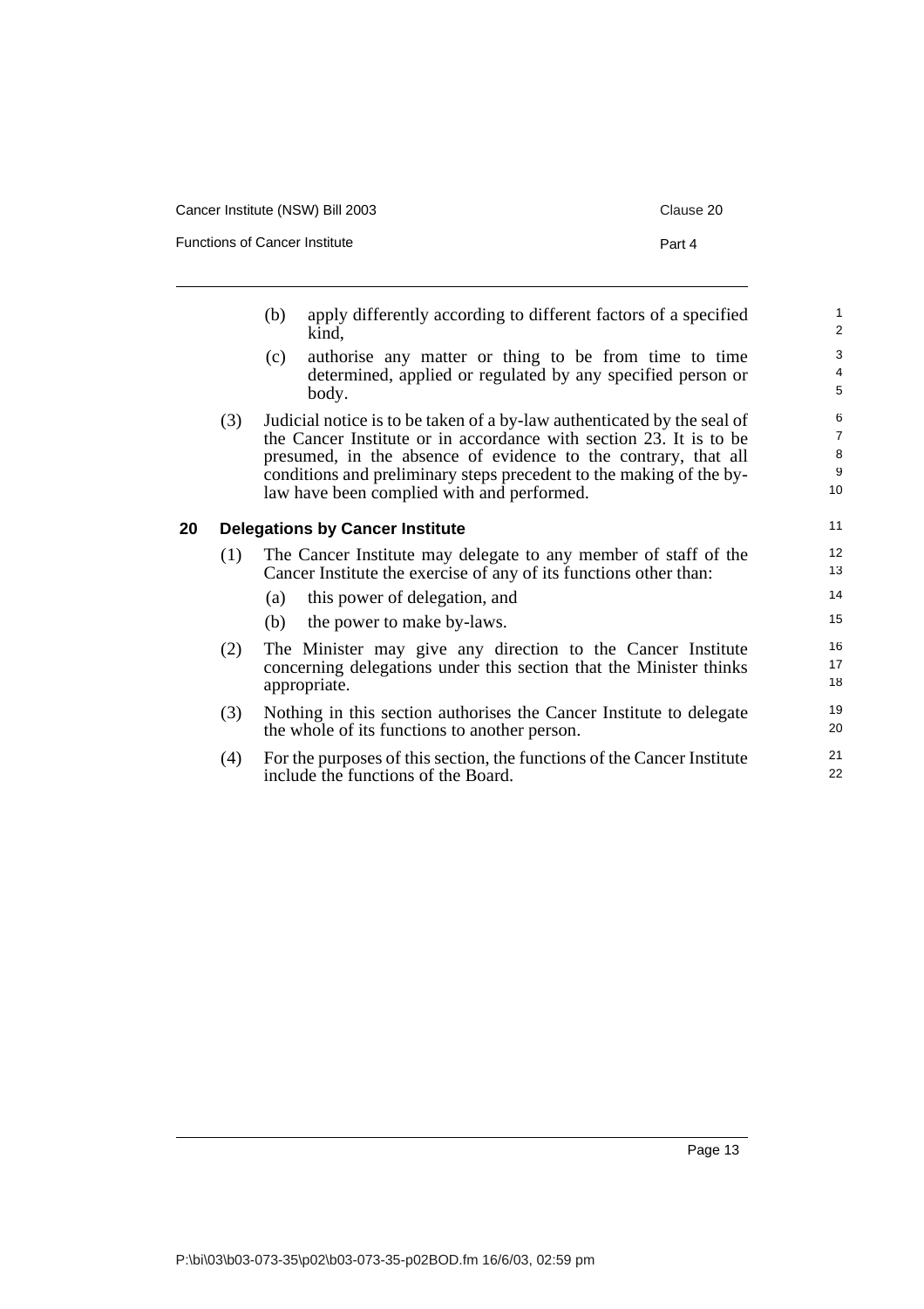(b) apply differently according to different factors of a specified kind,

(c) authorise any matter or thing to be from time to time determined, applied or regulated by any specified person or body.

(3) Judicial notice is to be taken of a by-law authenticated by the seal of the Cancer Institute or in accordance with section 23. It is to be presumed, in the absence of evidence to the contrary, that all conditions and preliminary steps precedent to the making of the by-law have been complied with and performed.

## 20 Delegations by Cancer Institute

(1) The Cancer Institute may delegate to any member of staff of the Cancer Institute the exercise of any of its functions other than:

(a) this power of delegation, and

(b) the power to make by-laws.

(2) The Minister may give any direction to the Cancer Institute concerning delegations under this section that the Minister thinks appropriate.

(3) Nothing in this section authorises the Cancer Institute to delegate the whole of its functions to another person.

(4) For the purposes of this section, the functions of the Cancer Institute include the functions of the Board.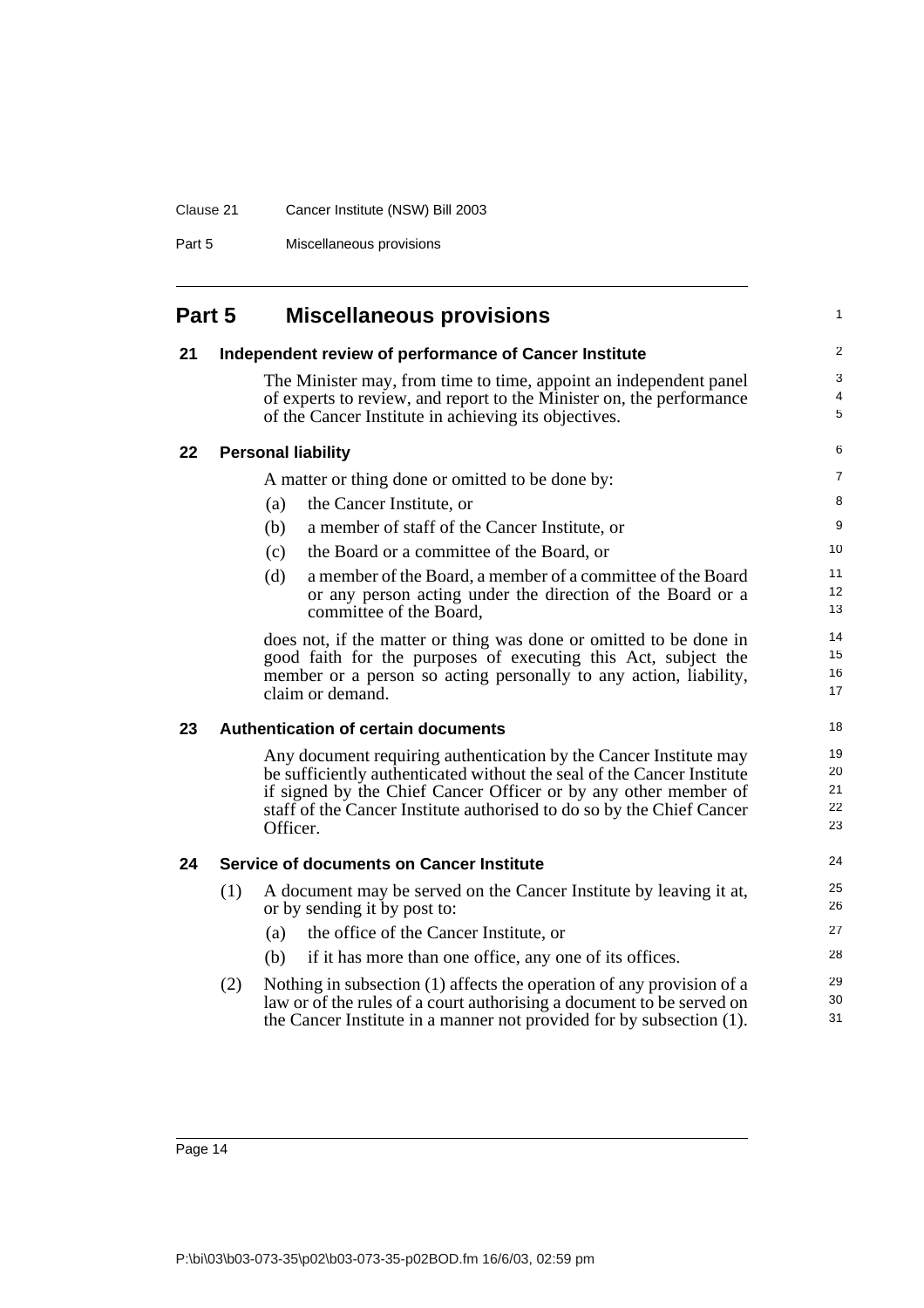# Part 5 Miscellaneous provisions

## 21 Independent review of performance of Cancer Institute

The Minister may, from time to time, appoint an independent panel of experts to review, and report to the Minister on, the performance of the Cancer Institute in achieving its objectives.

## 22 Personal liability

A matter or thing done or omitted to be done by:

- (a) the Cancer Institute, or
- (b) a member of staff of the Cancer Institute, or
- (c) the Board or a committee of the Board, or
- (d) a member of the Board, a member of a committee of the Board or any person acting under the direction of the Board or a committee of the Board,

does not, if the matter or thing was done or omitted to be done in good faith for the purposes of executing this Act, subject the member or a person so acting personally to any action, liability, claim or demand.

## 23 Authentication of certain documents

Any document requiring authentication by the Cancer Institute may be sufficiently authenticated without the seal of the Cancer Institute if signed by the Chief Cancer Officer or by any other member of staff of the Cancer Institute authorised to do so by the Chief Cancer Officer.

## 24 Service of documents on Cancer Institute

(1) A document may be served on the Cancer Institute by leaving it at, or by sending it by post to:

- (a) the office of the Cancer Institute, or
- (b) if it has more than one office, any one of its offices.

(2) Nothing in subsection (1) affects the operation of any provision of a law or of the rules of a court authorising a document to be served on the Cancer Institute in a manner not provided for by subsection (1).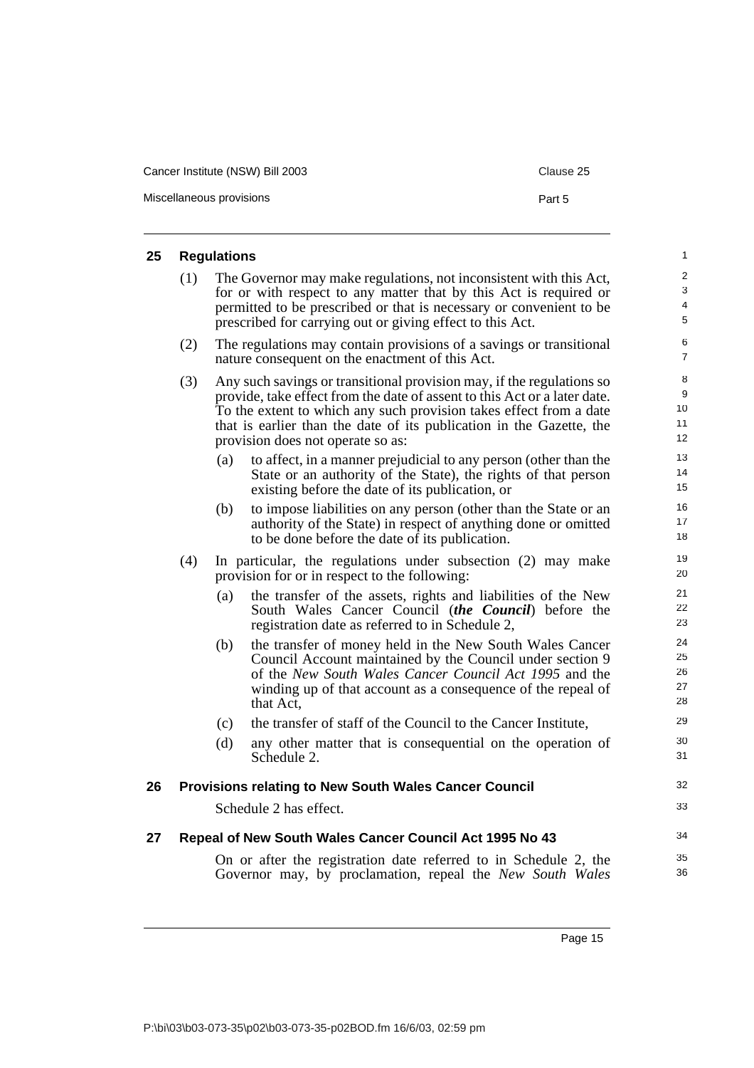## 25 Regulations

(1) The Governor may make regulations, not inconsistent with this Act, for or with respect to any matter that by this Act is required or permitted to be prescribed or that is necessary or convenient to be prescribed for carrying out or giving effect to this Act.

(2) The regulations may contain provisions of a savings or transitional nature consequent on the enactment of this Act.

(3) Any such savings or transitional provision may, if the regulations so provide, take effect from the date of assent to this Act or a later date. To the extent to which any such provision takes effect from a date that is earlier than the date of its publication in the Gazette, the provision does not operate so as:

- (a) to affect, in a manner prejudicial to any person (other than the State or an authority of the State), the rights of that person existing before the date of its publication, or
- (b) to impose liabilities on any person (other than the State or an authority of the State) in respect of anything done or omitted to be done before the date of its publication.

(4) In particular, the regulations under subsection (2) may make provision for or in respect to the following:

- (a) the transfer of the assets, rights and liabilities of the New South Wales Cancer Council (***the Council***) before the registration date as referred to in Schedule 2,
- (b) the transfer of money held in the New South Wales Cancer Council Account maintained by the Council under section 9 of the *New South Wales Cancer Council Act 1995* and the winding up of that account as a consequence of the repeal of that Act,
- (c) the transfer of staff of the Council to the Cancer Institute,
- (d) any other matter that is consequential on the operation of Schedule 2.

## 26 Provisions relating to New South Wales Cancer Council

Schedule 2 has effect.

## 27 Repeal of New South Wales Cancer Council Act 1995 No 43

On or after the registration date referred to in Schedule 2, the Governor may, by proclamation, repeal the *New South Wales*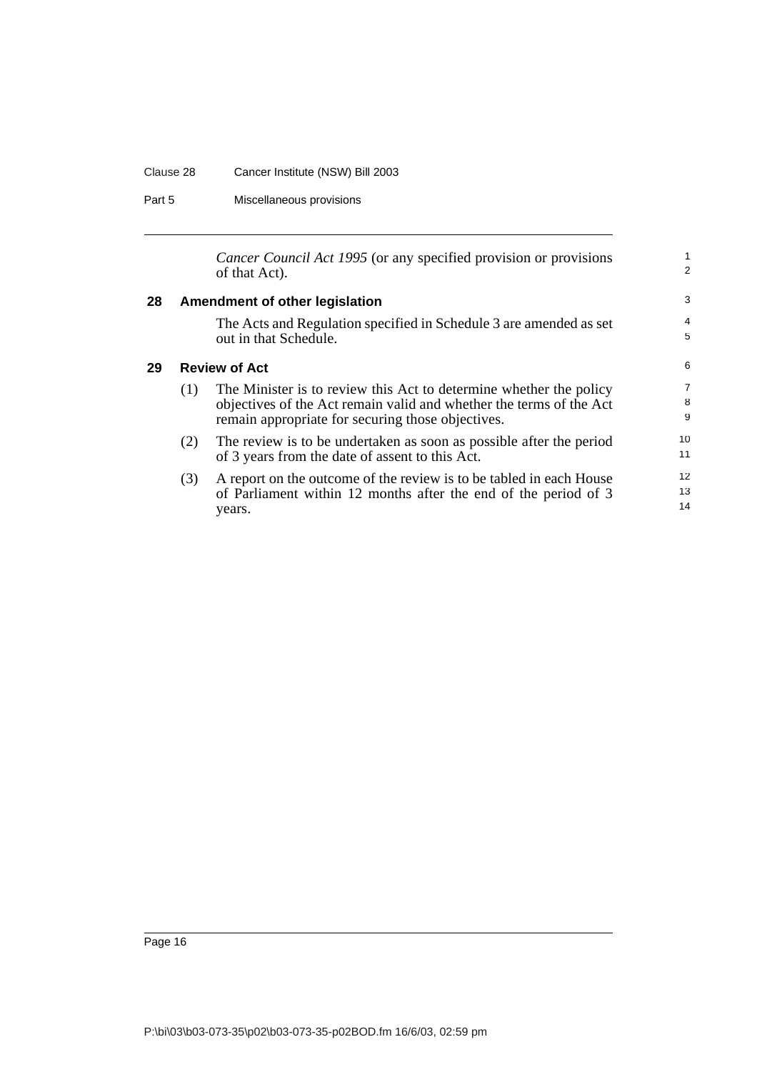*Cancer Council Act 1995* (or any specified provision or provisions of that Act).

## 28 Amendment of other legislation

The Acts and Regulation specified in Schedule 3 are amended as set out in that Schedule.

## 29 Review of Act

(1) The Minister is to review this Act to determine whether the policy objectives of the Act remain valid and whether the terms of the Act remain appropriate for securing those objectives.

(2) The review is to be undertaken as soon as possible after the period of 3 years from the date of assent to this Act.

(3) A report on the outcome of the review is to be tabled in each House of Parliament within 12 months after the end of the period of 3 years.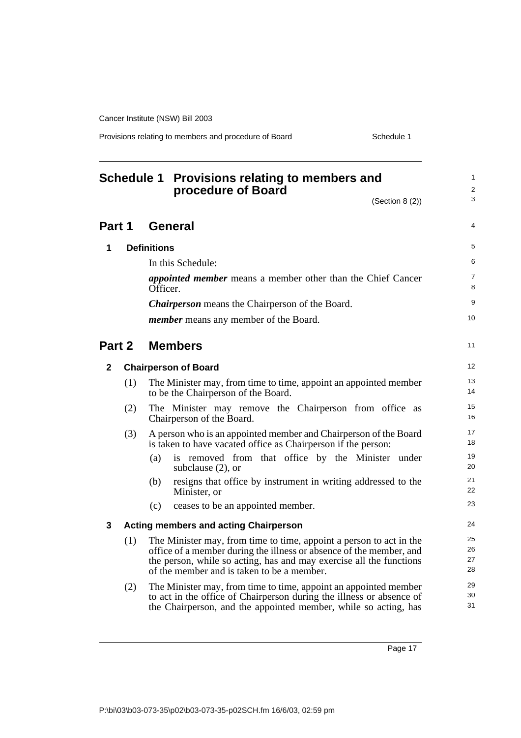# Schedule 1 Provisions relating to members and procedure of Board

(Section 8 (2))

## Part 1 General

### 1 Definitions

In this Schedule:

***appointed member*** means a member other than the Chief Cancer Officer.

***Chairperson*** means the Chairperson of the Board.

***member*** means any member of the Board.

## Part 2 Members

### 2 Chairperson of Board

(1) The Minister may, from time to time, appoint an appointed member to be the Chairperson of the Board.

(2) The Minister may remove the Chairperson from office as Chairperson of the Board.

(3) A person who is an appointed member and Chairperson of the Board is taken to have vacated office as Chairperson if the person:

- (a) is removed from that office by the Minister under subclause (2), or
- (b) resigns that office by instrument in writing addressed to the Minister, or
- (c) ceases to be an appointed member.

### 3 Acting members and acting Chairperson

(1) The Minister may, from time to time, appoint a person to act in the office of a member during the illness or absence of the member, and the person, while so acting, has and may exercise all the functions of the member and is taken to be a member.

(2) The Minister may, from time to time, appoint an appointed member to act in the office of Chairperson during the illness or absence of the Chairperson, and the appointed member, while so acting, has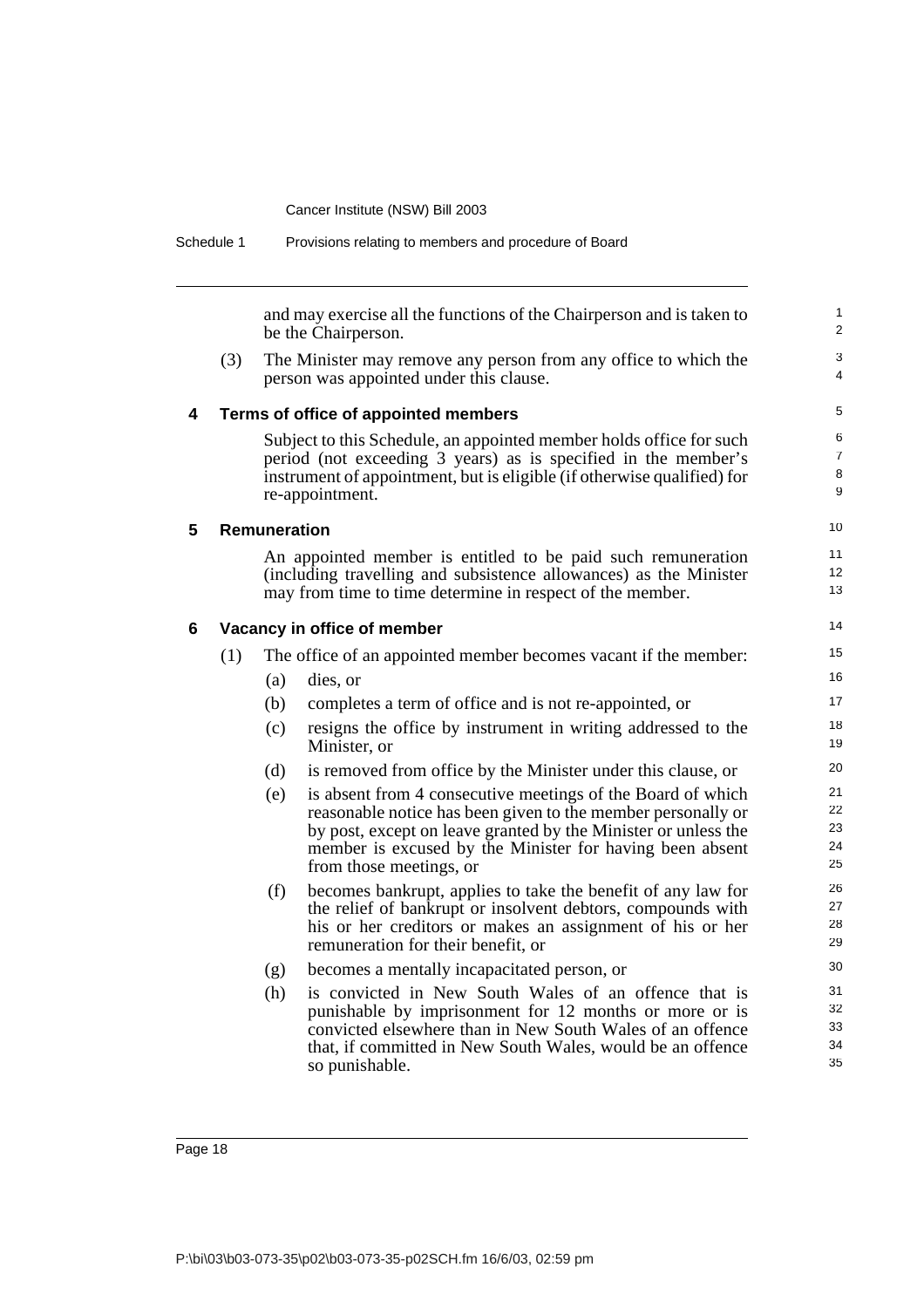and may exercise all the functions of the Chairperson and is taken to be the Chairperson.

(3) The Minister may remove any person from any office to which the person was appointed under this clause.

### 4 Terms of office of appointed members

Subject to this Schedule, an appointed member holds office for such period (not exceeding 3 years) as is specified in the member's instrument of appointment, but is eligible (if otherwise qualified) for re-appointment.

### 5 Remuneration

An appointed member is entitled to be paid such remuneration (including travelling and subsistence allowances) as the Minister may from time to time determine in respect of the member.

### 6 Vacancy in office of member

(1) The office of an appointed member becomes vacant if the member:

- (a) dies, or
- (b) completes a term of office and is not re-appointed, or
- (c) resigns the office by instrument in writing addressed to the Minister, or
- (d) is removed from office by the Minister under this clause, or
- (e) is absent from 4 consecutive meetings of the Board of which reasonable notice has been given to the member personally or by post, except on leave granted by the Minister or unless the member is excused by the Minister for having been absent from those meetings, or
- (f) becomes bankrupt, applies to take the benefit of any law for the relief of bankrupt or insolvent debtors, compounds with his or her creditors or makes an assignment of his or her remuneration for their benefit, or
- (g) becomes a mentally incapacitated person, or
- (h) is convicted in New South Wales of an offence that is punishable by imprisonment for 12 months or more or is convicted elsewhere than in New South Wales of an offence that, if committed in New South Wales, would be an offence so punishable.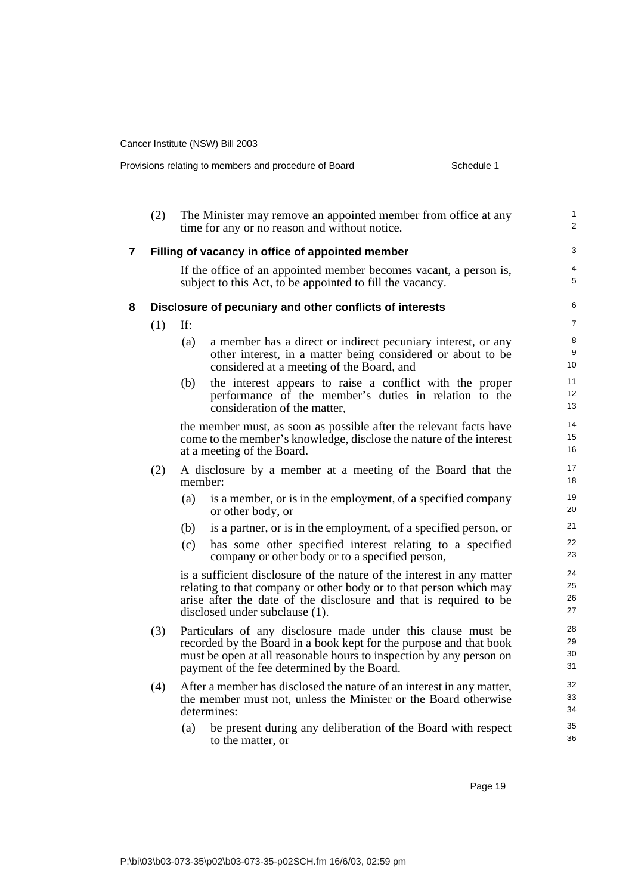(2) The Minister may remove an appointed member from office at any time for any or no reason and without notice.

### 7 Filling of vacancy in office of appointed member

If the office of an appointed member becomes vacant, a person is, subject to this Act, to be appointed to fill the vacancy.

### 8 Disclosure of pecuniary and other conflicts of interests

(1) If:

- (a) a member has a direct or indirect pecuniary interest, or any other interest, in a matter being considered or about to be considered at a meeting of the Board, and
- (b) the interest appears to raise a conflict with the proper performance of the member's duties in relation to the consideration of the matter,

the member must, as soon as possible after the relevant facts have come to the member's knowledge, disclose the nature of the interest at a meeting of the Board.

(2) A disclosure by a member at a meeting of the Board that the member:

- (a) is a member, or is in the employment, of a specified company or other body, or
- (b) is a partner, or is in the employment, of a specified person, or
- (c) has some other specified interest relating to a specified company or other body or to a specified person,

is a sufficient disclosure of the nature of the interest in any matter relating to that company or other body or to that person which may arise after the date of the disclosure and that is required to be disclosed under subclause (1).

(3) Particulars of any disclosure made under this clause must be recorded by the Board in a book kept for the purpose and that book must be open at all reasonable hours to inspection by any person on payment of the fee determined by the Board.

(4) After a member has disclosed the nature of an interest in any matter, the member must not, unless the Minister or the Board otherwise determines:

- (a) be present during any deliberation of the Board with respect to the matter, or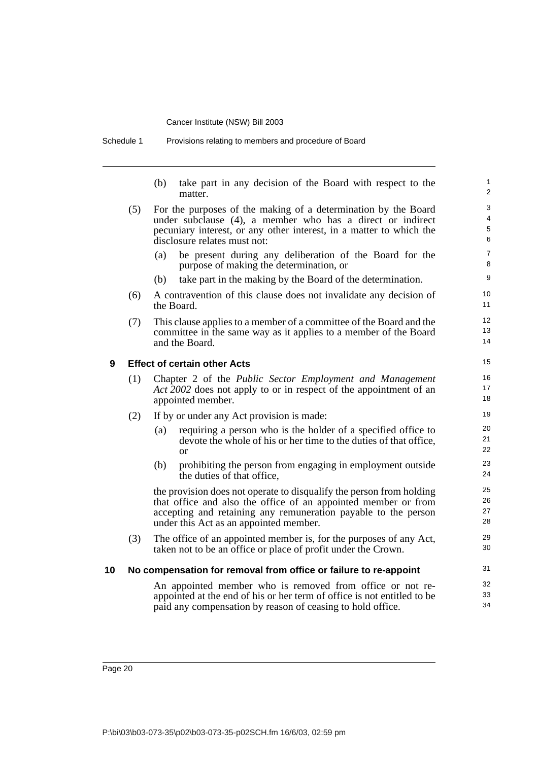(b) take part in any decision of the Board with respect to the matter.

(5) For the purposes of the making of a determination by the Board under subclause (4), a member who has a direct or indirect pecuniary interest, or any other interest, in a matter to which the disclosure relates must not:

(a) be present during any deliberation of the Board for the purpose of making the determination, or

(b) take part in the making by the Board of the determination.

(6) A contravention of this clause does not invalidate any decision of the Board.

(7) This clause applies to a member of a committee of the Board and the committee in the same way as it applies to a member of the Board and the Board.

### 9 Effect of certain other Acts

(1) Chapter 2 of the *Public Sector Employment and Management Act 2002* does not apply to or in respect of the appointment of an appointed member.

(2) If by or under any Act provision is made:

(a) requiring a person who is the holder of a specified office to devote the whole of his or her time to the duties of that office, or

(b) prohibiting the person from engaging in employment outside the duties of that office,

the provision does not operate to disqualify the person from holding that office and also the office of an appointed member or from accepting and retaining any remuneration payable to the person under this Act as an appointed member.

(3) The office of an appointed member is, for the purposes of any Act, taken not to be an office or place of profit under the Crown.

### 10 No compensation for removal from office or failure to re-appoint

An appointed member who is removed from office or not re-appointed at the end of his or her term of office is not entitled to be paid any compensation by reason of ceasing to hold office.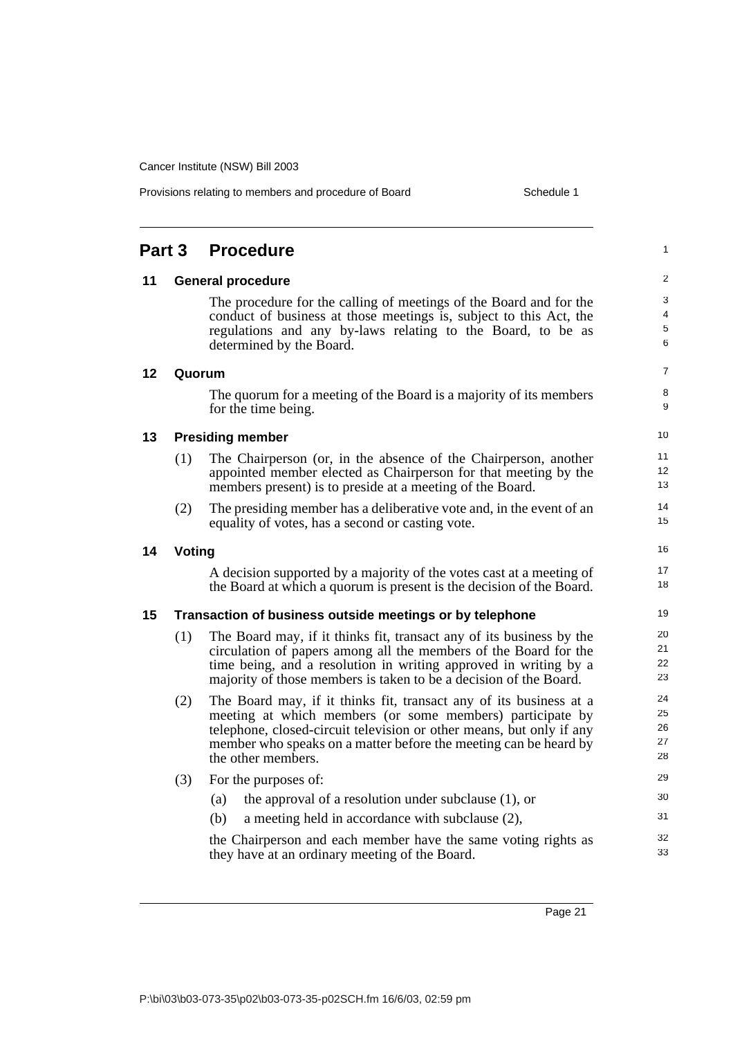## Part 3 Procedure

### 11 General procedure

The procedure for the calling of meetings of the Board and for the conduct of business at those meetings is, subject to this Act, the regulations and any by-laws relating to the Board, to be as determined by the Board.

### 12 Quorum

The quorum for a meeting of the Board is a majority of its members for the time being.

### 13 Presiding member

(1) The Chairperson (or, in the absence of the Chairperson, another appointed member elected as Chairperson for that meeting by the members present) is to preside at a meeting of the Board.

(2) The presiding member has a deliberative vote and, in the event of an equality of votes, has a second or casting vote.

### 14 Voting

A decision supported by a majority of the votes cast at a meeting of the Board at which a quorum is present is the decision of the Board.

### 15 Transaction of business outside meetings or by telephone

(1) The Board may, if it thinks fit, transact any of its business by the circulation of papers among all the members of the Board for the time being, and a resolution in writing approved in writing by a majority of those members is taken to be a decision of the Board.

(2) The Board may, if it thinks fit, transact any of its business at a meeting at which members (or some members) participate by telephone, closed-circuit television or other means, but only if any member who speaks on a matter before the meeting can be heard by the other members.

(3) For the purposes of:

(a) the approval of a resolution under subclause (1), or

(b) a meeting held in accordance with subclause (2),

the Chairperson and each member have the same voting rights as they have at an ordinary meeting of the Board.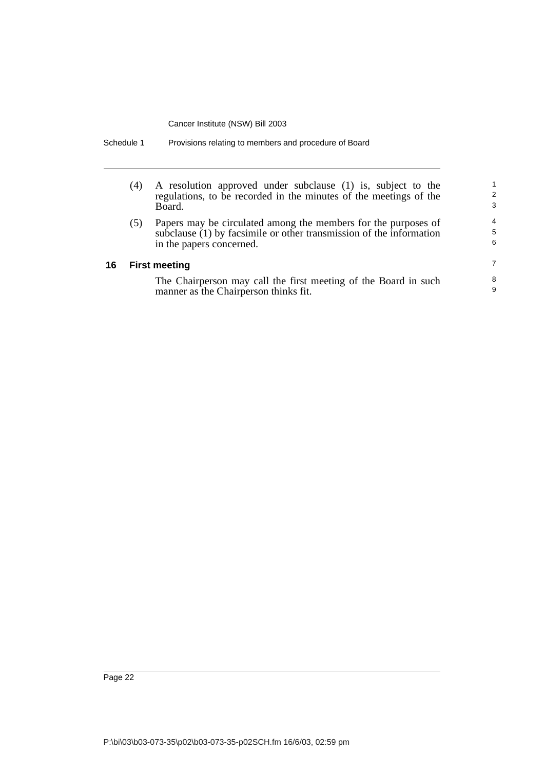(4) A resolution approved under subclause (1) is, subject to the regulations, to be recorded in the minutes of the meetings of the Board.

(5) Papers may be circulated among the members for the purposes of subclause (1) by facsimile or other transmission of the information in the papers concerned.

### 16 First meeting

The Chairperson may call the first meeting of the Board in such manner as the Chairperson thinks fit.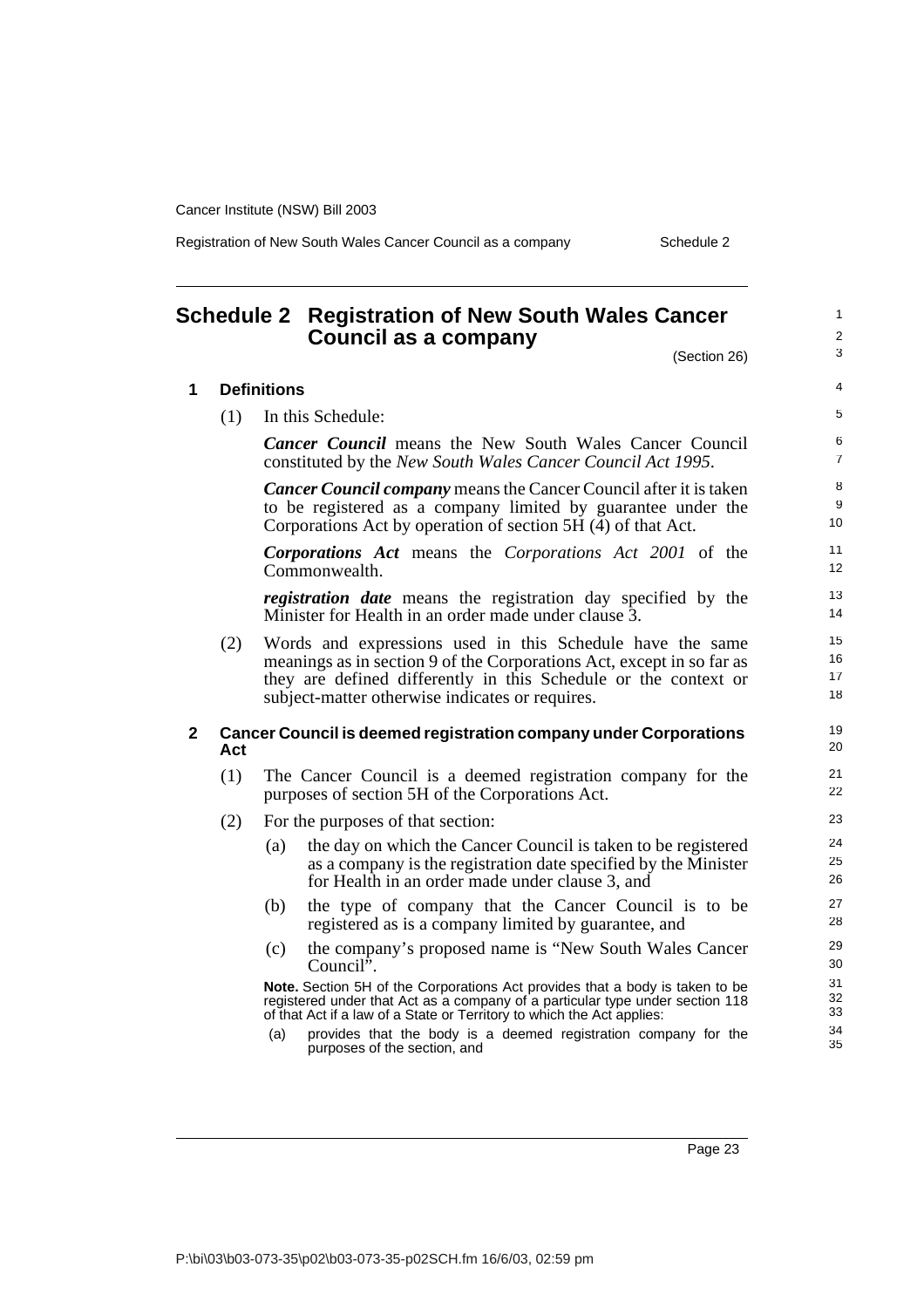# Schedule 2 Registration of New South Wales Cancer Council as a company

(Section 26)

## 1 Definitions

(1) In this Schedule:

***Cancer Council*** means the New South Wales Cancer Council constituted by the *New South Wales Cancer Council Act 1995*.

***Cancer Council company*** means the Cancer Council after it is taken to be registered as a company limited by guarantee under the Corporations Act by operation of section 5H (4) of that Act.

***Corporations Act*** means the *Corporations Act 2001* of the Commonwealth.

***registration date*** means the registration day specified by the Minister for Health in an order made under clause 3.

(2) Words and expressions used in this Schedule have the same meanings as in section 9 of the Corporations Act, except in so far as they are defined differently in this Schedule or the context or subject-matter otherwise indicates or requires.

## 2 Cancer Council is deemed registration company under Corporations Act

(1) The Cancer Council is a deemed registration company for the purposes of section 5H of the Corporations Act.

(2) For the purposes of that section:

(a) the day on which the Cancer Council is taken to be registered as a company is the registration date specified by the Minister for Health in an order made under clause 3, and

(b) the type of company that the Cancer Council is to be registered as is a company limited by guarantee, and

(c) the company's proposed name is "New South Wales Cancer Council".

**Note.** Section 5H of the Corporations Act provides that a body is taken to be registered under that Act as a company of a particular type under section 118 of that Act if a law of a State or Territory to which the Act applies:

(a) provides that the body is a deemed registration company for the purposes of the section, and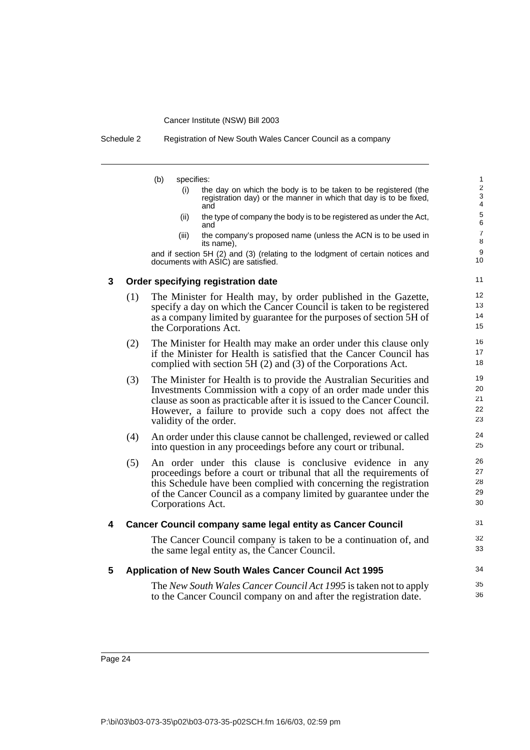(b) specifies:

   (i) the day on which the body is to be taken to be registered (the registration day) or the manner in which that day is to be fixed, and

   (ii) the type of company the body is to be registered as under the Act, and

   (iii) the company's proposed name (unless the ACN is to be used in its name),

and if section 5H (2) and (3) (relating to the lodgment of certain notices and documents with ASIC) are satisfied.

### 3 Order specifying registration date

(1) The Minister for Health may, by order published in the Gazette, specify a day on which the Cancer Council is taken to be registered as a company limited by guarantee for the purposes of section 5H of the Corporations Act.

(2) The Minister for Health may make an order under this clause only if the Minister for Health is satisfied that the Cancer Council has complied with section 5H (2) and (3) of the Corporations Act.

(3) The Minister for Health is to provide the Australian Securities and Investments Commission with a copy of an order made under this clause as soon as practicable after it is issued to the Cancer Council. However, a failure to provide such a copy does not affect the validity of the order.

(4) An order under this clause cannot be challenged, reviewed or called into question in any proceedings before any court or tribunal.

(5) An order under this clause is conclusive evidence in any proceedings before a court or tribunal that all the requirements of this Schedule have been complied with concerning the registration of the Cancer Council as a company limited by guarantee under the Corporations Act.

### 4 Cancer Council company same legal entity as Cancer Council

The Cancer Council company is taken to be a continuation of, and the same legal entity as, the Cancer Council.

### 5 Application of New South Wales Cancer Council Act 1995

The *New South Wales Cancer Council Act 1995* is taken not to apply to the Cancer Council company on and after the registration date.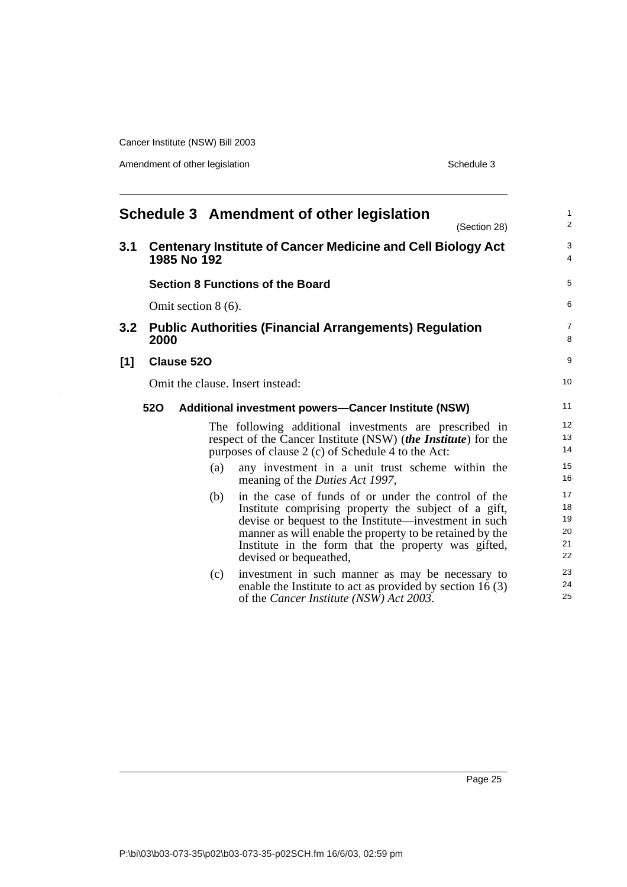# Schedule 3 Amendment of other legislation

(Section 28)

## 3.1 Centenary Institute of Cancer Medicine and Cell Biology Act 1985 No 192

### Section 8 Functions of the Board

Omit section 8 (6).

## 3.2 Public Authorities (Financial Arrangements) Regulation 2000

### [1] Clause 52O

Omit the clause. Insert instead:

**52O Additional investment powers—Cancer Institute (NSW)**

The following additional investments are prescribed in respect of the Cancer Institute (NSW) (***the Institute***) for the purposes of clause 2 (c) of Schedule 4 to the Act:

(a) any investment in a unit trust scheme within the meaning of the *Duties Act 1997*,

(b) in the case of funds of or under the control of the Institute comprising property the subject of a gift, devise or bequest to the Institute—investment in such manner as will enable the property to be retained by the Institute in the form that the property was gifted, devised or bequeathed,

(c) investment in such manner as may be necessary to enable the Institute to act as provided by section 16 (3) of the *Cancer Institute (NSW) Act 2003*.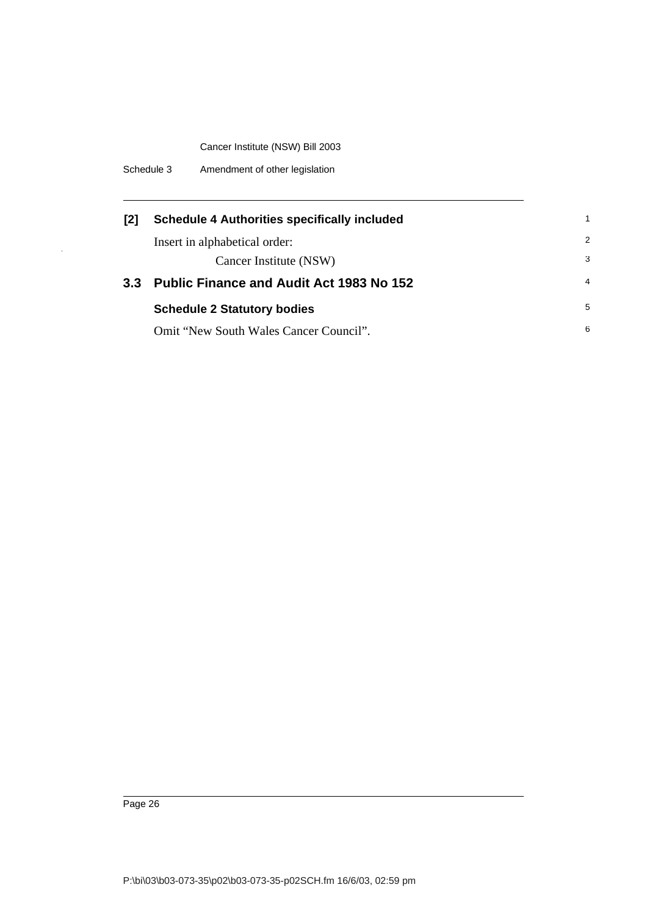**[2] Schedule 4 Authorities specifically included**

Insert in alphabetical order:

Cancer Institute (NSW)

## 3.3 Public Finance and Audit Act 1983 No 152

**Schedule 2 Statutory bodies**

Omit "New South Wales Cancer Council".